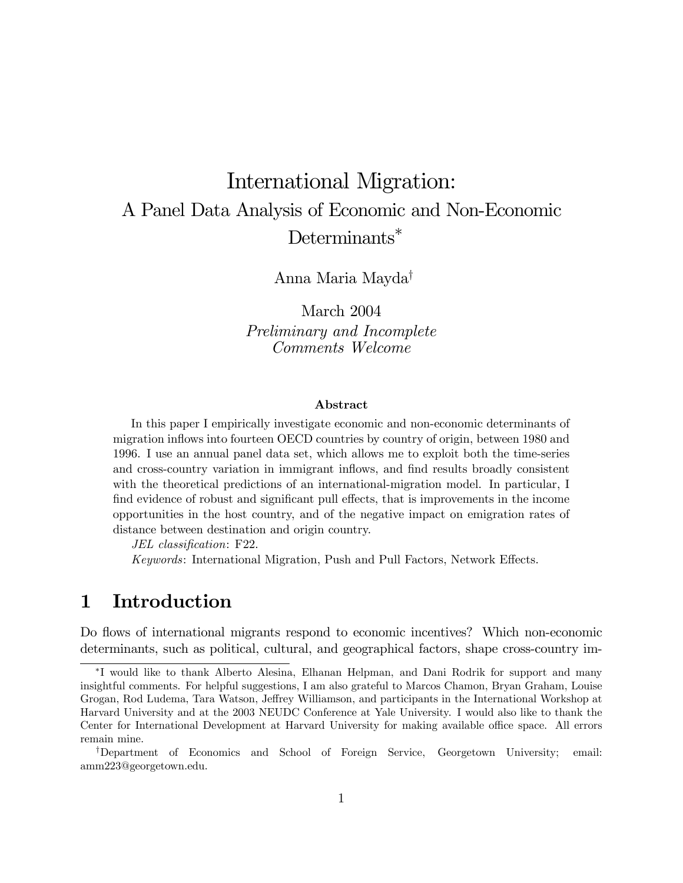# International Migration:
## A Panel Data Analysis of Economic and Non-Economic Determinants*

Anna Maria Mayda†

March 2004

*Preliminary and Incomplete*
*Comments Welcome*

**Abstract**

In this paper I empirically investigate economic and non-economic determinants of migration inflows into fourteen OECD countries by country of origin, between 1980 and 1996. I use an annual panel data set, which allows me to exploit both the time-series and cross-country variation in immigrant inflows, and find results broadly consistent with the theoretical predictions of an international-migration model. In particular, I find evidence of robust and significant pull effects, that is improvements in the income opportunities in the host country, and of the negative impact on emigration rates of distance between destination and origin country.

*JEL classification*: F22.

*Keywords*: International Migration, Push and Pull Factors, Network Effects.

## 1 Introduction

Do flows of international migrants respond to economic incentives? Which non-economic determinants, such as political, cultural, and geographical factors, shape cross-country im-

---

*I would like to thank Alberto Alesina, Elhanan Helpman, and Dani Rodrik for support and many insightful comments. For helpful suggestions, I am also grateful to Marcos Chamon, Bryan Graham, Louise Grogan, Rod Ludema, Tara Watson, Jeffrey Williamson, and participants in the International Workshop at Harvard University and at the 2003 NEUDC Conference at Yale University. I would also like to thank the Center for International Development at Harvard University for making available office space. All errors remain mine.

†Department of Economics and School of Foreign Service, Georgetown University; email: amm223@georgetown.edu.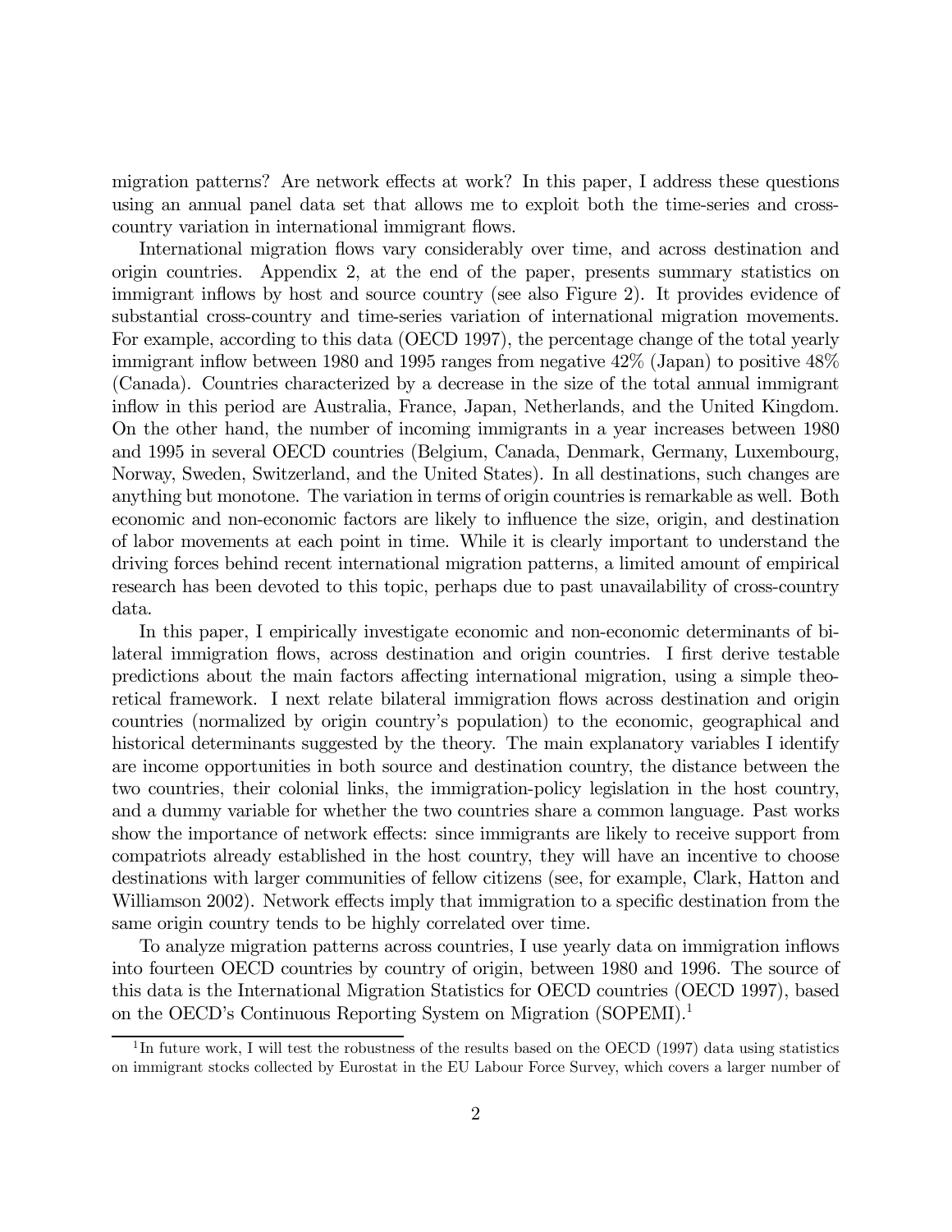migration patterns? Are network effects at work? In this paper, I address these questions using an annual panel data set that allows me to exploit both the time-series and cross-country variation in international immigrant flows.

International migration flows vary considerably over time, and across destination and origin countries. Appendix 2, at the end of the paper, presents summary statistics on immigrant inflows by host and source country (see also Figure 2). It provides evidence of substantial cross-country and time-series variation of international migration movements. For example, according to this data (OECD 1997), the percentage change of the total yearly immigrant inflow between 1980 and 1995 ranges from negative 42% (Japan) to positive 48% (Canada). Countries characterized by a decrease in the size of the total annual immigrant inflow in this period are Australia, France, Japan, Netherlands, and the United Kingdom. On the other hand, the number of incoming immigrants in a year increases between 1980 and 1995 in several OECD countries (Belgium, Canada, Denmark, Germany, Luxembourg, Norway, Sweden, Switzerland, and the United States). In all destinations, such changes are anything but monotone. The variation in terms of origin countries is remarkable as well. Both economic and non-economic factors are likely to influence the size, origin, and destination of labor movements at each point in time. While it is clearly important to understand the driving forces behind recent international migration patterns, a limited amount of empirical research has been devoted to this topic, perhaps due to past unavailability of cross-country data.

In this paper, I empirically investigate economic and non-economic determinants of bilateral immigration flows, across destination and origin countries. I first derive testable predictions about the main factors affecting international migration, using a simple theoretical framework. I next relate bilateral immigration flows across destination and origin countries (normalized by origin country's population) to the economic, geographical and historical determinants suggested by the theory. The main explanatory variables I identify are income opportunities in both source and destination country, the distance between the two countries, their colonial links, the immigration-policy legislation in the host country, and a dummy variable for whether the two countries share a common language. Past works show the importance of network effects: since immigrants are likely to receive support from compatriots already established in the host country, they will have an incentive to choose destinations with larger communities of fellow citizens (see, for example, Clark, Hatton and Williamson 2002). Network effects imply that immigration to a specific destination from the same origin country tends to be highly correlated over time.

To analyze migration patterns across countries, I use yearly data on immigration inflows into fourteen OECD countries by country of origin, between 1980 and 1996. The source of this data is the International Migration Statistics for OECD countries (OECD 1997), based on the OECD's Continuous Reporting System on Migration (SOPEMI).[1]

[1] In future work, I will test the robustness of the results based on the OECD (1997) data using statistics on immigrant stocks collected by Eurostat in the EU Labour Force Survey, which covers a larger number of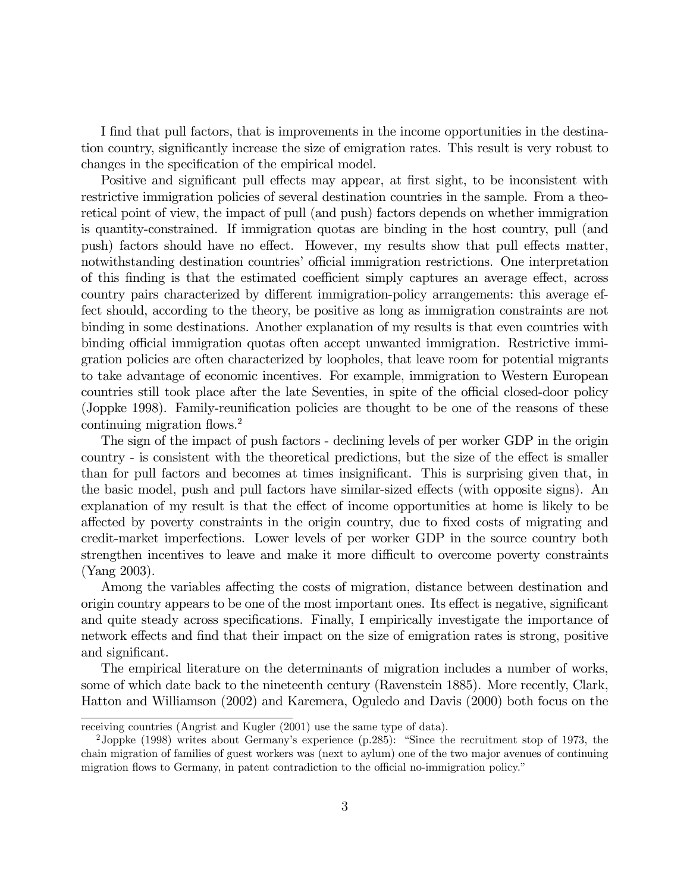I find that pull factors, that is improvements in the income opportunities in the destination country, significantly increase the size of emigration rates. This result is very robust to changes in the specification of the empirical model.

Positive and significant pull effects may appear, at first sight, to be inconsistent with restrictive immigration policies of several destination countries in the sample. From a theoretical point of view, the impact of pull (and push) factors depends on whether immigration is quantity-constrained. If immigration quotas are binding in the host country, pull (and push) factors should have no effect. However, my results show that pull effects matter, notwithstanding destination countries' official immigration restrictions. One interpretation of this finding is that the estimated coefficient simply captures an average effect, across country pairs characterized by different immigration-policy arrangements: this average effect should, according to the theory, be positive as long as immigration constraints are not binding in some destinations. Another explanation of my results is that even countries with binding official immigration quotas often accept unwanted immigration. Restrictive immigration policies are often characterized by loopholes, that leave room for potential migrants to take advantage of economic incentives. For example, immigration to Western European countries still took place after the late Seventies, in spite of the official closed-door policy (Joppke 1998). Family-reunification policies are thought to be one of the reasons of these continuing migration flows.[2]

The sign of the impact of push factors - declining levels of per worker GDP in the origin country - is consistent with the theoretical predictions, but the size of the effect is smaller than for pull factors and becomes at times insignificant. This is surprising given that, in the basic model, push and pull factors have similar-sized effects (with opposite signs). An explanation of my result is that the effect of income opportunities at home is likely to be affected by poverty constraints in the origin country, due to fixed costs of migrating and credit-market imperfections. Lower levels of per worker GDP in the source country both strengthen incentives to leave and make it more difficult to overcome poverty constraints (Yang 2003).

Among the variables affecting the costs of migration, distance between destination and origin country appears to be one of the most important ones. Its effect is negative, significant and quite steady across specifications. Finally, I empirically investigate the importance of network effects and find that their impact on the size of emigration rates is strong, positive and significant.

The empirical literature on the determinants of migration includes a number of works, some of which date back to the nineteenth century (Ravenstein 1885). More recently, Clark, Hatton and Williamson (2002) and Karemera, Oguledo and Davis (2000) both focus on the

---

receiving countries (Angrist and Kugler (2001) use the same type of data).

[2] Joppke (1998) writes about Germany's experience (p.285): "Since the recruitment stop of 1973, the chain migration of families of guest workers was (next to aylum) one of the two major avenues of continuing migration flows to Germany, in patent contradiction to the official no-immigration policy."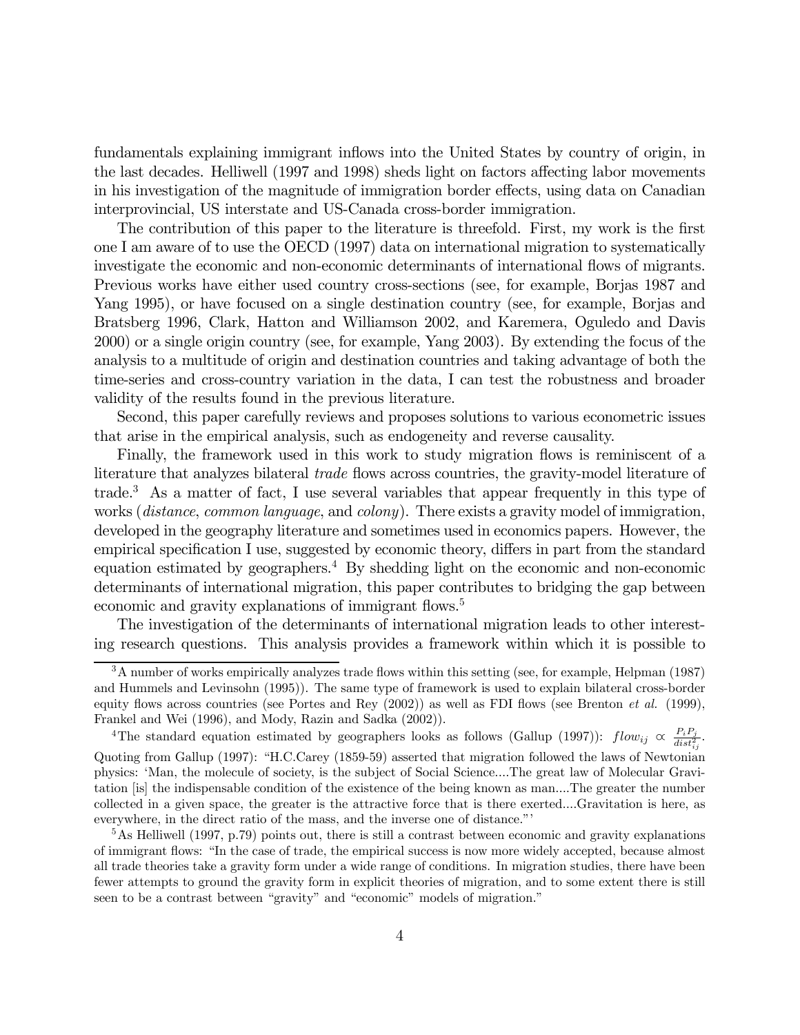fundamentals explaining immigrant inflows into the United States by country of origin, in the last decades. Helliwell (1997 and 1998) sheds light on factors affecting labor movements in his investigation of the magnitude of immigration border effects, using data on Canadian interprovincial, US interstate and US-Canada cross-border immigration.

The contribution of this paper to the literature is threefold. First, my work is the first one I am aware of to use the OECD (1997) data on international migration to systematically investigate the economic and non-economic determinants of international flows of migrants. Previous works have either used country cross-sections (see, for example, Borjas 1987 and Yang 1995), or have focused on a single destination country (see, for example, Borjas and Bratsberg 1996, Clark, Hatton and Williamson 2002, and Karemera, Oguledo and Davis 2000) or a single origin country (see, for example, Yang 2003). By extending the focus of the analysis to a multitude of origin and destination countries and taking advantage of both the time-series and cross-country variation in the data, I can test the robustness and broader validity of the results found in the previous literature.

Second, this paper carefully reviews and proposes solutions to various econometric issues that arise in the empirical analysis, such as endogeneity and reverse causality.

Finally, the framework used in this work to study migration flows is reminiscent of a literature that analyzes bilateral *trade* flows across countries, the gravity-model literature of trade.[3] As a matter of fact, I use several variables that appear frequently in this type of works (*distance*, *common language*, and *colony*). There exists a gravity model of immigration, developed in the geography literature and sometimes used in economics papers. However, the empirical specification I use, suggested by economic theory, differs in part from the standard equation estimated by geographers.[4] By shedding light on the economic and non-economic determinants of international migration, this paper contributes to bridging the gap between economic and gravity explanations of immigrant flows.[5]

The investigation of the determinants of international migration leads to other interesting research questions. This analysis provides a framework within which it is possible to

---

[3] A number of works empirically analyzes trade flows within this setting (see, for example, Helpman (1987) and Hummels and Levinsohn (1995)). The same type of framework is used to explain bilateral cross-border equity flows across countries (see Portes and Rey (2002)) as well as FDI flows (see Brenton *et al.* (1999), Frankel and Wei (1996), and Mody, Razin and Sadka (2002)).

[4] The standard equation estimated by geographers looks as follows (Gallup (1997)): $flow_{ij} \propto \frac{P_i P_j}{dist_{ij}^2}$. Quoting from Gallup (1997): "H.C.Carey (1859-59) asserted that migration followed the laws of Newtonian physics: 'Man, the molecule of society, is the subject of Social Science....The great law of Molecular Gravitation [is] the indispensable condition of the existence of the being known as man....The greater the number collected in a given space, the greater is the attractive force that is there exerted....Gravitation is here, as everywhere, in the direct ratio of the mass, and the inverse one of distance."'

[5] As Helliwell (1997, p.79) points out, there is still a contrast between economic and gravity explanations of immigrant flows: "In the case of trade, the empirical success is now more widely accepted, because almost all trade theories take a gravity form under a wide range of conditions. In migration studies, there have been fewer attempts to ground the gravity form in explicit theories of migration, and to some extent there is still seen to be a contrast between "gravity" and "economic" models of migration."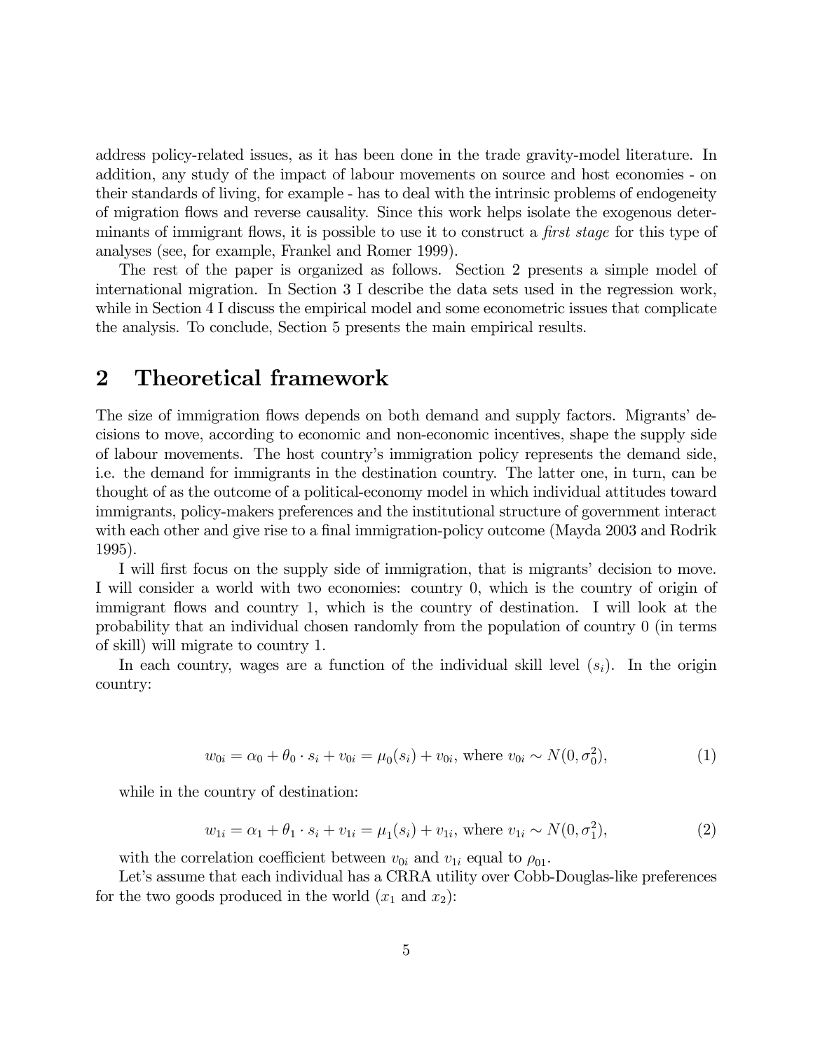address policy-related issues, as it has been done in the trade gravity-model literature. In addition, any study of the impact of labour movements on source and host economies - on their standards of living, for example - has to deal with the intrinsic problems of endogeneity of migration flows and reverse causality. Since this work helps isolate the exogenous determinants of immigrant flows, it is possible to use it to construct a *first stage* for this type of analyses (see, for example, Frankel and Romer 1999).

The rest of the paper is organized as follows. Section 2 presents a simple model of international migration. In Section 3 I describe the data sets used in the regression work, while in Section 4 I discuss the empirical model and some econometric issues that complicate the analysis. To conclude, Section 5 presents the main empirical results.

## 2 Theoretical framework

The size of immigration flows depends on both demand and supply factors. Migrants' decisions to move, according to economic and non-economic incentives, shape the supply side of labour movements. The host country's immigration policy represents the demand side, i.e. the demand for immigrants in the destination country. The latter one, in turn, can be thought of as the outcome of a political-economy model in which individual attitudes toward immigrants, policy-makers preferences and the institutional structure of government interact with each other and give rise to a final immigration-policy outcome (Mayda 2003 and Rodrik 1995).

I will first focus on the supply side of immigration, that is migrants' decision to move. I will consider a world with two economies: country 0, which is the country of origin of immigrant flows and country 1, which is the country of destination. I will look at the probability that an individual chosen randomly from the population of country 0 (in terms of skill) will migrate to country 1.

In each country, wages are a function of the individual skill level ($s_i$). In the origin country:

$$w_{0i} = \alpha_0 + \theta_0 \cdot s_i + v_{0i} = \mu_0(s_i) + v_{0i}, \text{ where } v_{0i} \sim N(0, \sigma_0^2), \tag{1}$$

while in the country of destination:

$$w_{1i} = \alpha_1 + \theta_1 \cdot s_i + v_{1i} = \mu_1(s_i) + v_{1i}, \text{ where } v_{1i} \sim N(0, \sigma_1^2), \tag{2}$$

with the correlation coefficient between $v_{0i}$ and $v_{1i}$ equal to $\rho_{01}$.

Let's assume that each individual has a CRRA utility over Cobb-Douglas-like preferences for the two goods produced in the world ($x_1$ and $x_2$):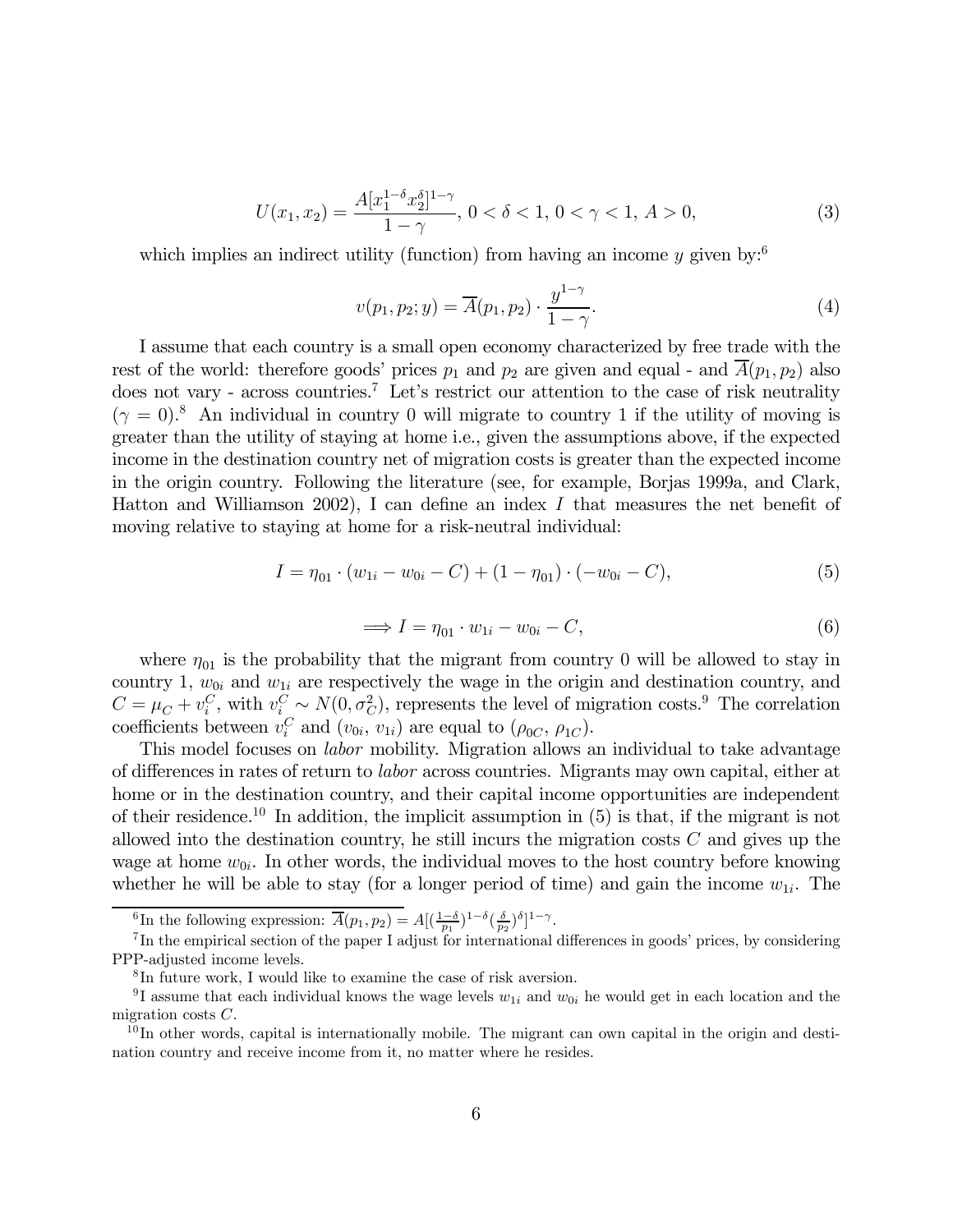$$U(x_1, x_2) = \frac{A[x_1^{1-\delta} x_2^{\delta}]^{1-\gamma}}{1-\gamma},\ 0 < \delta < 1,\ 0 < \gamma < 1,\ A > 0, \tag{3}$$

which implies an indirect utility (function) from having an income $y$ given by:[6]

$$v(p_1, p_2; y) = \overline{A}(p_1, p_2) \cdot \frac{y^{1-\gamma}}{1-\gamma}. \tag{4}$$

I assume that each country is a small open economy characterized by free trade with the rest of the world: therefore goods' prices $p_1$ and $p_2$ are given and equal - and $\overline{A}(p_1, p_2)$ also does not vary - across countries.[7] Let's restrict our attention to the case of risk neutrality ($\gamma = 0$).[8] An individual in country 0 will migrate to country 1 if the utility of moving is greater than the utility of staying at home i.e., given the assumptions above, if the expected income in the destination country net of migration costs is greater than the expected income in the origin country. Following the literature (see, for example, Borjas 1999a, and Clark, Hatton and Williamson 2002), I can define an index $I$ that measures the net benefit of moving relative to staying at home for a risk-neutral individual:

$$I = \eta_{01} \cdot (w_{1i} - w_{0i} - C) + (1 - \eta_{01}) \cdot (-w_{0i} - C), \tag{5}$$

$$\Longrightarrow I = \eta_{01} \cdot w_{1i} - w_{0i} - C, \tag{6}$$

where $\eta_{01}$ is the probability that the migrant from country 0 will be allowed to stay in country 1, $w_{0i}$ and $w_{1i}$ are respectively the wage in the origin and destination country, and $C = \mu_C + v_i^C$, with $v_i^C \sim N(0, \sigma_C^2)$, represents the level of migration costs.[9] The correlation coefficients between $v_i^C$ and $(v_{0i}, v_{1i})$ are equal to $(\rho_{0C}, \rho_{1C})$.

This model focuses on *labor* mobility. Migration allows an individual to take advantage of differences in rates of return to *labor* across countries. Migrants may own capital, either at home or in the destination country, and their capital income opportunities are independent of their residence.[10] In addition, the implicit assumption in (5) is that, if the migrant is not allowed into the destination country, he still incurs the migration costs $C$ and gives up the wage at home $w_{0i}$. In other words, the individual moves to the host country before knowing whether he will be able to stay (for a longer period of time) and gain the income $w_{1i}$. The

---

[6] In the following expression: $\overline{A}(p_1, p_2) = A[(\frac{1-\delta}{p_1})^{1-\delta}(\frac{\delta}{p_2})^{\delta}]^{1-\gamma}$.

[7] In the empirical section of the paper I adjust for international differences in goods' prices, by considering PPP-adjusted income levels.

[8] In future work, I would like to examine the case of risk aversion.

[9] I assume that each individual knows the wage levels $w_{1i}$ and $w_{0i}$ he would get in each location and the migration costs $C$.

[10] In other words, capital is internationally mobile. The migrant can own capital in the origin and destination country and receive income from it, no matter where he resides.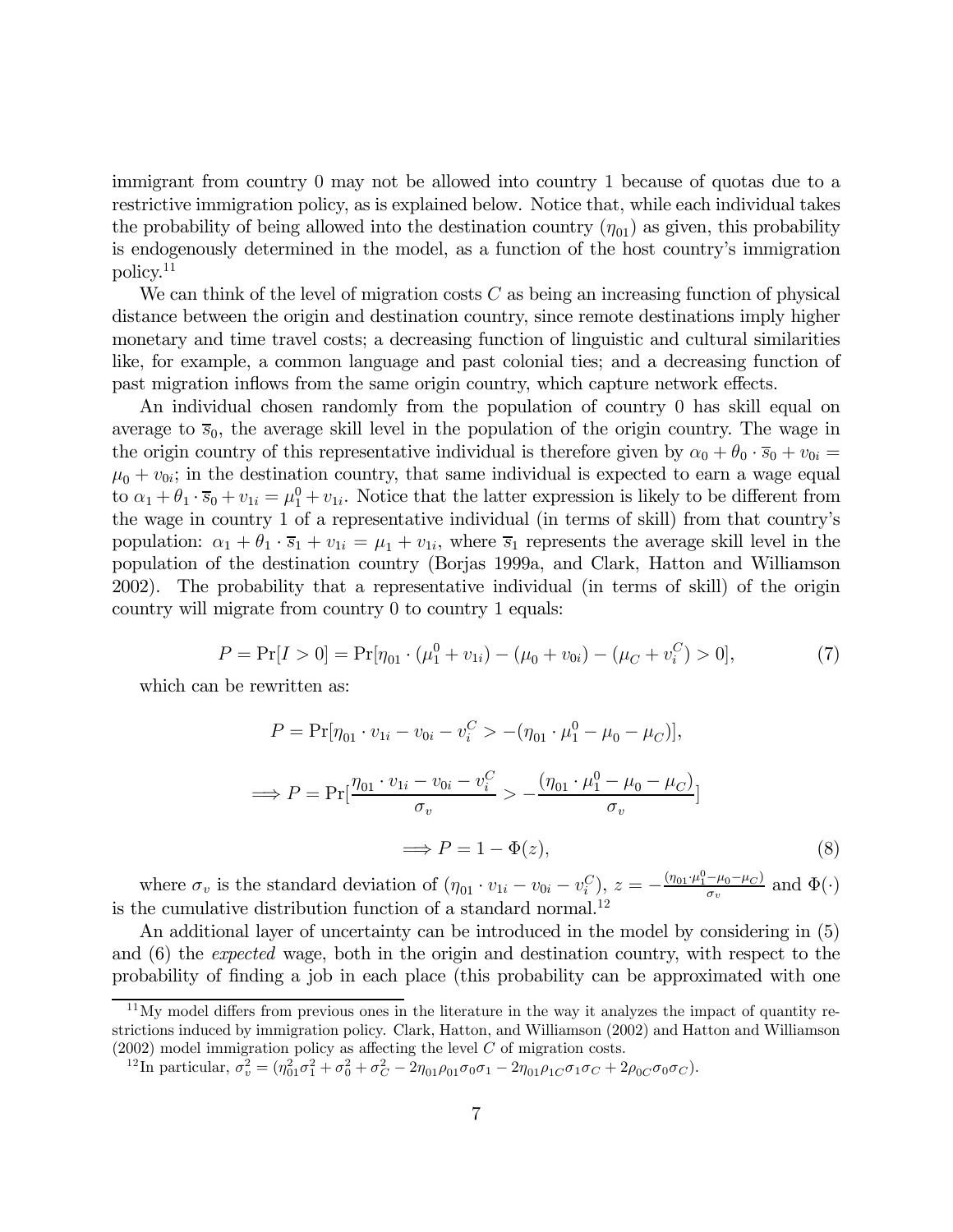immigrant from country 0 may not be allowed into country 1 because of quotas due to a restrictive immigration policy, as is explained below. Notice that, while each individual takes the probability of being allowed into the destination country ($\eta_{01}$) as given, this probability is endogenously determined in the model, as a function of the host country's immigration policy.[11]

We can think of the level of migration costs $C$ as being an increasing function of physical distance between the origin and destination country, since remote destinations imply higher monetary and time travel costs; a decreasing function of linguistic and cultural similarities like, for example, a common language and past colonial ties; and a decreasing function of past migration inflows from the same origin country, which capture network effects.

An individual chosen randomly from the population of country 0 has skill equal on average to $\overline{s}_0$, the average skill level in the population of the origin country. The wage in the origin country of this representative individual is therefore given by $\alpha_0 + \theta_0 \cdot \overline{s}_0 + v_{0i} = \mu_0 + v_{0i}$; in the destination country, that same individual is expected to earn a wage equal to $\alpha_1 + \theta_1 \cdot \overline{s}_0 + v_{1i} = \mu_1^0 + v_{1i}$. Notice that the latter expression is likely to be different from the wage in country 1 of a representative individual (in terms of skill) from that country's population: $\alpha_1 + \theta_1 \cdot \overline{s}_1 + v_{1i} = \mu_1 + v_{1i}$, where $\overline{s}_1$ represents the average skill level in the population of the destination country (Borjas 1999a, and Clark, Hatton and Williamson 2002). The probability that a representative individual (in terms of skill) of the origin country will migrate from country 0 to country 1 equals:

$$P = \Pr[I > 0] = \Pr[\eta_{01} \cdot (\mu_1^0 + v_{1i}) - (\mu_0 + v_{0i}) - (\mu_C + v_i^C) > 0], \tag{7}$$

which can be rewritten as:

$$P = \Pr[\eta_{01} \cdot v_{1i} - v_{0i} - v_i^C > -(\eta_{01} \cdot \mu_1^0 - \mu_0 - \mu_C)],$$

$$\Longrightarrow P = \Pr[\frac{\eta_{01} \cdot v_{1i} - v_{0i} - v_i^C}{\sigma_v} > -\frac{(\eta_{01} \cdot \mu_1^0 - \mu_0 - \mu_C)}{\sigma_v}]$$

$$\Longrightarrow P = 1 - \Phi(z), \tag{8}$$

where $\sigma_v$ is the standard deviation of $(\eta_{01} \cdot v_{1i} - v_{0i} - v_i^C)$, $z = -\frac{(\eta_{01} \cdot \mu_1^0 - \mu_0 - \mu_C)}{\sigma_v}$ and $\Phi(\cdot)$ is the cumulative distribution function of a standard normal.[12]

An additional layer of uncertainty can be introduced in the model by considering in (5) and (6) the *expected* wage, both in the origin and destination country, with respect to the probability of finding a job in each place (this probability can be approximated with one

---

[11] My model differs from previous ones in the literature in the way it analyzes the impact of quantity restrictions induced by immigration policy. Clark, Hatton, and Williamson (2002) and Hatton and Williamson (2002) model immigration policy as affecting the level $C$ of migration costs.

[12] In particular, $\sigma_v^2 = (\eta_{01}^2 \sigma_1^2 + \sigma_0^2 + \sigma_C^2 - 2\eta_{01}\rho_{01}\sigma_0\sigma_1 - 2\eta_{01}\rho_{1C}\sigma_1\sigma_C + 2\rho_{0C}\sigma_0\sigma_C)$.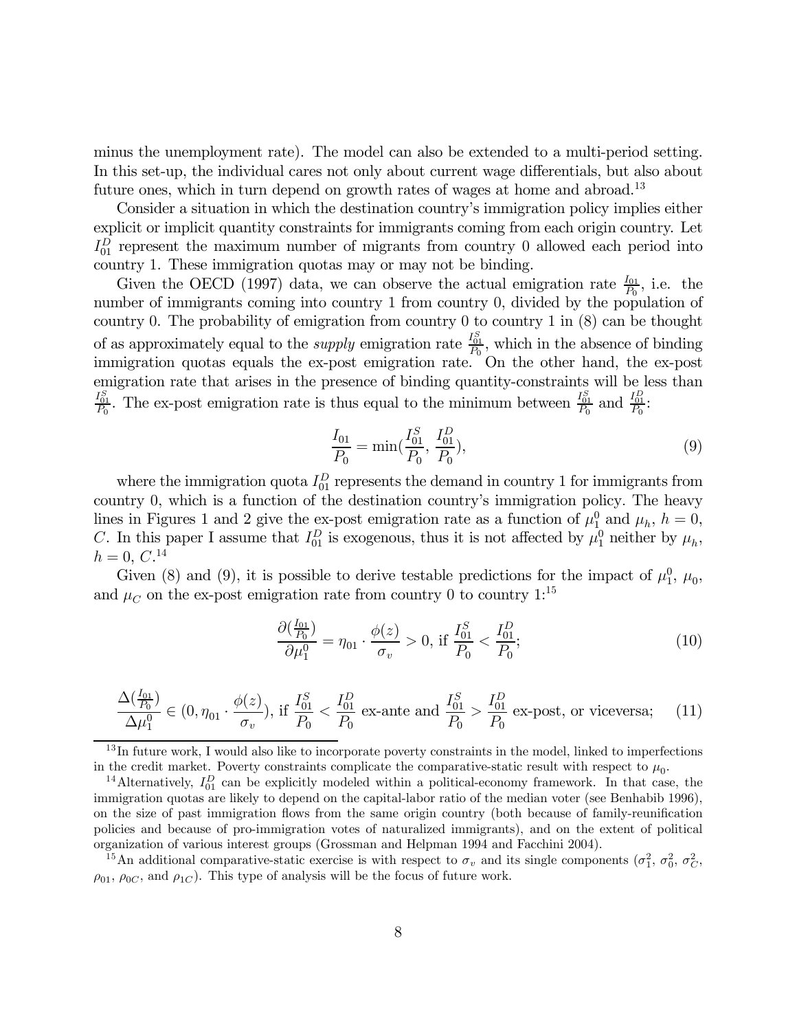minus the unemployment rate). The model can also be extended to a multi-period setting. In this set-up, the individual cares not only about current wage differentials, but also about future ones, which in turn depend on growth rates of wages at home and abroad.[13]

Consider a situation in which the destination country's immigration policy implies either explicit or implicit quantity constraints for immigrants coming from each origin country. Let $I_{01}^D$ represent the maximum number of migrants from country 0 allowed each period into country 1. These immigration quotas may or may not be binding.

Given the OECD (1997) data, we can observe the actual emigration rate $\frac{I_{01}}{P_0}$, i.e. the number of immigrants coming into country 1 from country 0, divided by the population of country 0. The probability of emigration from country 0 to country 1 in (8) can be thought of as approximately equal to the *supply* emigration rate $\frac{I_{01}^S}{P_0}$, which in the absence of binding immigration quotas equals the ex-post emigration rate. On the other hand, the ex-post emigration rate that arises in the presence of binding quantity-constraints will be less than $\frac{I_{01}^S}{P_0}$. The ex-post emigration rate is thus equal to the minimum between $\frac{I_{01}^S}{P_0}$ and $\frac{I_{01}^D}{P_0}$:

$$\frac{I_{01}}{P_0} = \min\left(\frac{I_{01}^S}{P_0}, \frac{I_{01}^D}{P_0}\right), \tag{9}$$

where the immigration quota $I_{01}^D$ represents the demand in country 1 for immigrants from country 0, which is a function of the destination country's immigration policy. The heavy lines in Figures 1 and 2 give the ex-post emigration rate as a function of $\mu_1^0$ and $\mu_h$, $h = 0$, $C$. In this paper I assume that $I_{01}^D$ is exogenous, thus it is not affected by $\mu_1^0$ neither by $\mu_h$, $h = 0$, $C$.[14]

Given (8) and (9), it is possible to derive testable predictions for the impact of $\mu_1^0$, $\mu_0$, and $\mu_C$ on the ex-post emigration rate from country 0 to country 1:[15]

$$\frac{\partial(\frac{I_{01}}{P_0})}{\partial \mu_1^0} = \eta_{01} \cdot \frac{\phi(z)}{\sigma_v} > 0, \text{ if } \frac{I_{01}^S}{P_0} < \frac{I_{01}^D}{P_0}; \tag{10}$$

$$\frac{\Delta(\frac{I_{01}}{P_0})}{\Delta \mu_1^0} \in \left(0, \eta_{01} \cdot \frac{\phi(z)}{\sigma_v}\right), \text{ if } \frac{I_{01}^S}{P_0} < \frac{I_{01}^D}{P_0} \text{ ex-ante and } \frac{I_{01}^S}{P_0} > \frac{I_{01}^D}{P_0} \text{ ex-post, or viceversa;} \tag{11}$$

---

[13] In future work, I would also like to incorporate poverty constraints in the model, linked to imperfections in the credit market. Poverty constraints complicate the comparative-static result with respect to $\mu_0$.

[14] Alternatively, $I_{01}^D$ can be explicitly modeled within a political-economy framework. In that case, the immigration quotas are likely to depend on the capital-labor ratio of the median voter (see Benhabib 1996), on the size of past immigration flows from the same origin country (both because of family-reunification policies and because of pro-immigration votes of naturalized immigrants), and on the extent of political organization of various interest groups (Grossman and Helpman 1994 and Facchini 2004).

[15] An additional comparative-static exercise is with respect to $\sigma_v$ and its single components ($\sigma_1^2$, $\sigma_0^2$, $\sigma_C^2$, $\rho_{01}$, $\rho_{0C}$, and $\rho_{1C}$). This type of analysis will be the focus of future work.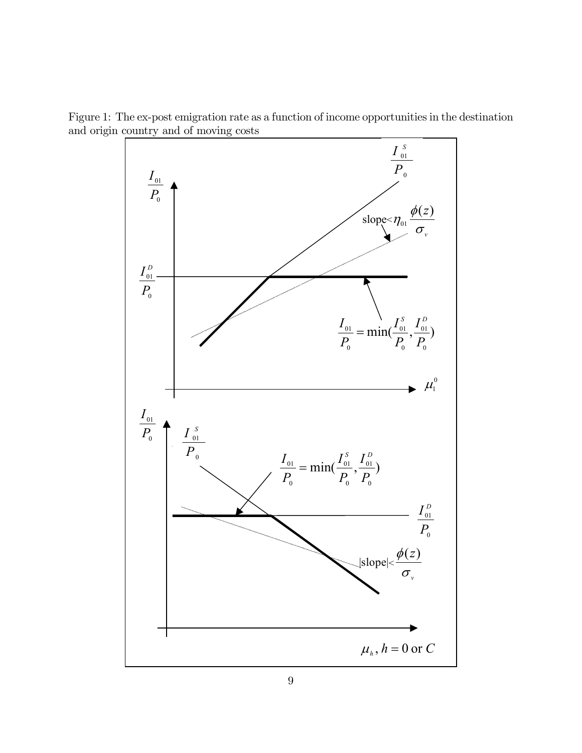Figure 1: The ex-post emigration rate as a function of income opportunities in the destination and origin country and of moving costs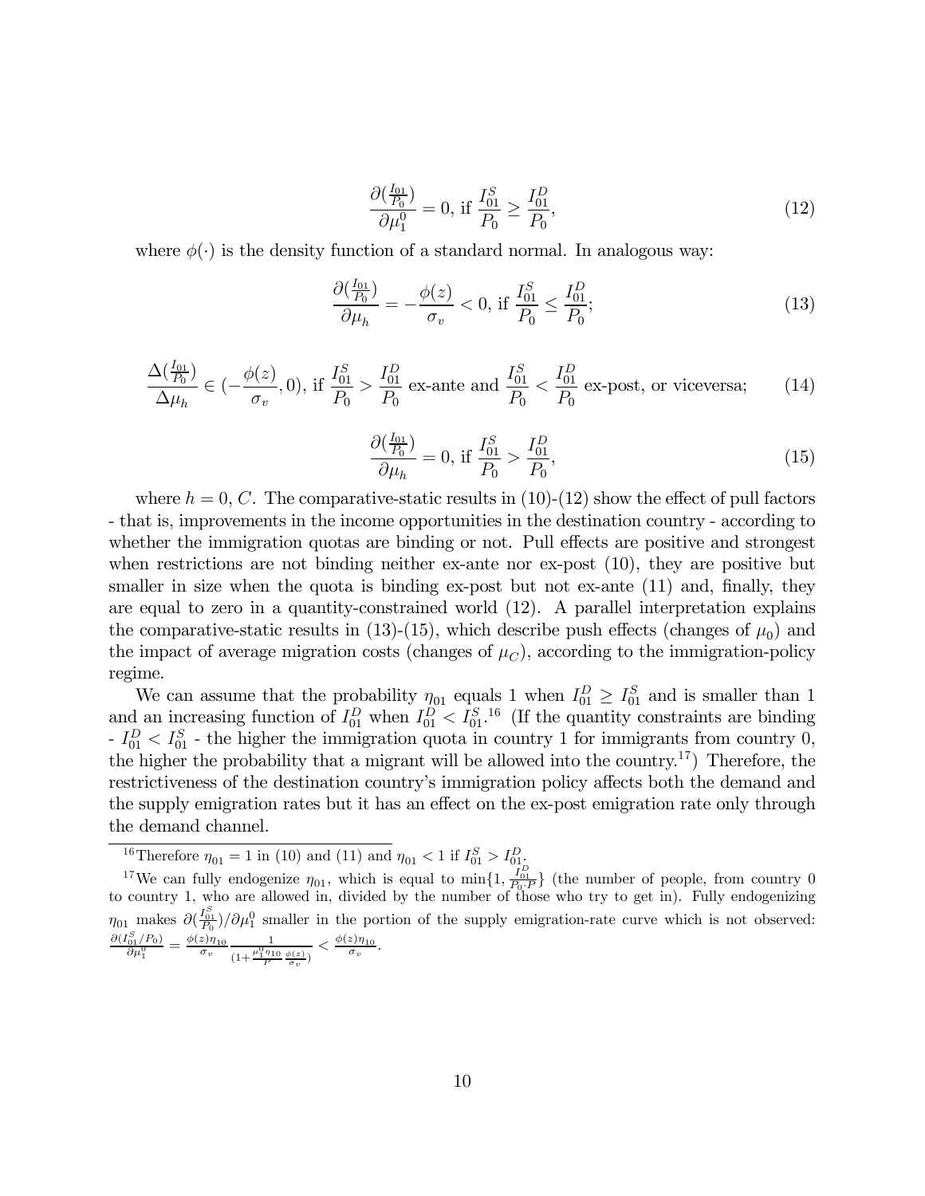$$\frac{\partial(\frac{I_{01}}{P_0})}{\partial\mu_1^0} = 0, \text{ if } \frac{I_{01}^S}{P_0} \geq \frac{I_{01}^D}{P_0}, \tag{12}$$

where $\phi(\cdot)$ is the density function of a standard normal. In analogous way:

$$\frac{\partial(\frac{I_{01}}{P_0})}{\partial\mu_h} = -\frac{\phi(z)}{\sigma_v} < 0, \text{ if } \frac{I_{01}^S}{P_0} \leq \frac{I_{01}^D}{P_0}; \tag{13}$$

$$\frac{\Delta(\frac{I_{01}}{P_0})}{\Delta\mu_h} \in (-\frac{\phi(z)}{\sigma_v}, 0), \text{ if } \frac{I_{01}^S}{P_0} > \frac{I_{01}^D}{P_0} \text{ ex-ante and } \frac{I_{01}^S}{P_0} < \frac{I_{01}^D}{P_0} \text{ ex-post, or viceversa;} \tag{14}$$

$$\frac{\partial(\frac{I_{01}}{P_0})}{\partial\mu_h} = 0, \text{ if } \frac{I_{01}^S}{P_0} > \frac{I_{01}^D}{P_0}, \tag{15}$$

where $h = 0, C$. The comparative-static results in (10)-(12) show the effect of pull factors - that is, improvements in the income opportunities in the destination country - according to whether the immigration quotas are binding or not. Pull effects are positive and strongest when restrictions are not binding neither ex-ante nor ex-post (10), they are positive but smaller in size when the quota is binding ex-post but not ex-ante (11) and, finally, they are equal to zero in a quantity-constrained world (12). A parallel interpretation explains the comparative-static results in (13)-(15), which describe push effects (changes of $\mu_0$) and the impact of average migration costs (changes of $\mu_C$), according to the immigration-policy regime.

We can assume that the probability $\eta_{01}$ equals 1 when $I_{01}^D \geq I_{01}^S$ and is smaller than 1 and an increasing function of $I_{01}^D$ when $I_{01}^D < I_{01}^S$.[16] (If the quantity constraints are binding - $I_{01}^D < I_{01}^S$ - the higher the immigration quota in country 1 for immigrants from country 0, the higher the probability that a migrant will be allowed into the country.[17]) Therefore, the restrictiveness of the destination country's immigration policy affects both the demand and the supply emigration rates but it has an effect on the ex-post emigration rate only through the demand channel.

---

[16] Therefore $\eta_{01} = 1$ in (10) and (11) and $\eta_{01} < 1$ if $I_{01}^S > I_{01}^D$.

[17] We can fully endogenize $\eta_{01}$, which is equal to $\min\{1, \frac{I_{01}^D}{P_0 \cdot P}\}$ (the number of people, from country 0 to country 1, who are allowed in, divided by the number of those who try to get in). Fully endogenizing $\eta_{01}$ makes $\partial(\frac{I_{01}^S}{P_0})/\partial\mu_1^0$ smaller in the portion of the supply emigration-rate curve which is not observed: $\frac{\partial(I_{01}^S/P_0)}{\partial\mu_1^0} = \frac{\phi(z)\eta_{10}}{\sigma_v} \frac{1}{(1+\frac{\mu_1^0\eta_{10}}{P}\frac{\phi(z)}{\sigma_v})} < \frac{\phi(z)\eta_{10}}{\sigma_v}$.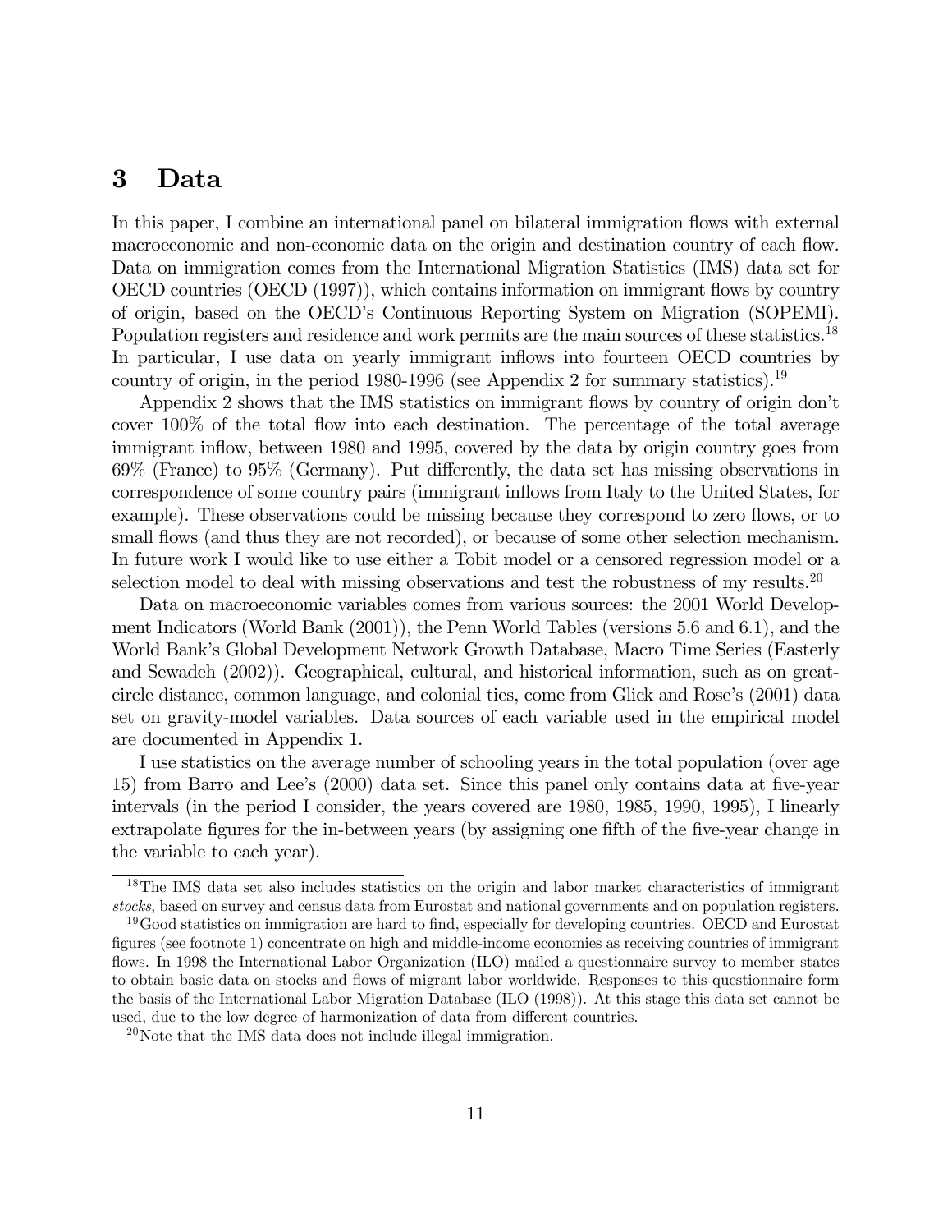# 3 Data

In this paper, I combine an international panel on bilateral immigration flows with external macroeconomic and non-economic data on the origin and destination country of each flow. Data on immigration comes from the International Migration Statistics (IMS) data set for OECD countries (OECD (1997)), which contains information on immigrant flows by country of origin, based on the OECD's Continuous Reporting System on Migration (SOPEMI). Population registers and residence and work permits are the main sources of these statistics.[18] In particular, I use data on yearly immigrant inflows into fourteen OECD countries by country of origin, in the period 1980-1996 (see Appendix 2 for summary statistics).[19]

Appendix 2 shows that the IMS statistics on immigrant flows by country of origin don't cover 100% of the total flow into each destination. The percentage of the total average immigrant inflow, between 1980 and 1995, covered by the data by origin country goes from 69% (France) to 95% (Germany). Put differently, the data set has missing observations in correspondence of some country pairs (immigrant inflows from Italy to the United States, for example). These observations could be missing because they correspond to zero flows, or to small flows (and thus they are not recorded), or because of some other selection mechanism. In future work I would like to use either a Tobit model or a censored regression model or a selection model to deal with missing observations and test the robustness of my results.[20]

Data on macroeconomic variables comes from various sources: the 2001 World Development Indicators (World Bank (2001)), the Penn World Tables (versions 5.6 and 6.1), and the World Bank's Global Development Network Growth Database, Macro Time Series (Easterly and Sewadeh (2002)). Geographical, cultural, and historical information, such as on great-circle distance, common language, and colonial ties, come from Glick and Rose's (2001) data set on gravity-model variables. Data sources of each variable used in the empirical model are documented in Appendix 1.

I use statistics on the average number of schooling years in the total population (over age 15) from Barro and Lee's (2000) data set. Since this panel only contains data at five-year intervals (in the period I consider, the years covered are 1980, 1985, 1990, 1995), I linearly extrapolate figures for the in-between years (by assigning one fifth of the five-year change in the variable to each year).

[18] The IMS data set also includes statistics on the origin and labor market characteristics of immigrant *stocks*, based on survey and census data from Eurostat and national governments and on population registers.

[19] Good statistics on immigration are hard to find, especially for developing countries. OECD and Eurostat figures (see footnote 1) concentrate on high and middle-income economies as receiving countries of immigrant flows. In 1998 the International Labor Organization (ILO) mailed a questionnaire survey to member states to obtain basic data on stocks and flows of migrant labor worldwide. Responses to this questionnaire form the basis of the International Labor Migration Database (ILO (1998)). At this stage this data set cannot be used, due to the low degree of harmonization of data from different countries.

[20] Note that the IMS data does not include illegal immigration.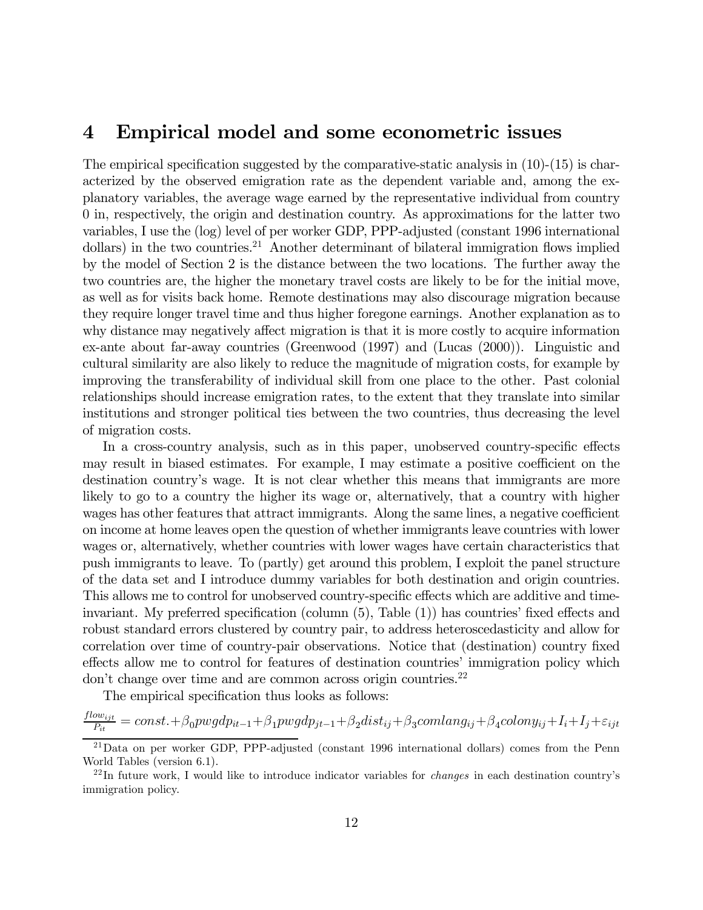## 4 Empirical model and some econometric issues

The empirical specification suggested by the comparative-static analysis in (10)-(15) is characterized by the observed emigration rate as the dependent variable and, among the explanatory variables, the average wage earned by the representative individual from country 0 in, respectively, the origin and destination country. As approximations for the latter two variables, I use the (log) level of per worker GDP, PPP-adjusted (constant 1996 international dollars) in the two countries.[21] Another determinant of bilateral immigration flows implied by the model of Section 2 is the distance between the two locations. The further away the two countries are, the higher the monetary travel costs are likely to be for the initial move, as well as for visits back home. Remote destinations may also discourage migration because they require longer travel time and thus higher foregone earnings. Another explanation as to why distance may negatively affect migration is that it is more costly to acquire information ex-ante about far-away countries (Greenwood (1997) and (Lucas (2000)). Linguistic and cultural similarity are also likely to reduce the magnitude of migration costs, for example by improving the transferability of individual skill from one place to the other. Past colonial relationships should increase emigration rates, to the extent that they translate into similar institutions and stronger political ties between the two countries, thus decreasing the level of migration costs.

In a cross-country analysis, such as in this paper, unobserved country-specific effects may result in biased estimates. For example, I may estimate a positive coefficient on the destination country's wage. It is not clear whether this means that immigrants are more likely to go to a country the higher its wage or, alternatively, that a country with higher wages has other features that attract immigrants. Along the same lines, a negative coefficient on income at home leaves open the question of whether immigrants leave countries with lower wages or, alternatively, whether countries with lower wages have certain characteristics that push immigrants to leave. To (partly) get around this problem, I exploit the panel structure of the data set and I introduce dummy variables for both destination and origin countries. This allows me to control for unobserved country-specific effects which are additive and time-invariant. My preferred specification (column (5), Table (1)) has countries' fixed effects and robust standard errors clustered by country pair, to address heteroscedasticity and allow for correlation over time of country-pair observations. Notice that (destination) country fixed effects allow me to control for features of destination countries' immigration policy which don't change over time and are common across origin countries.[22]

The empirical specification thus looks as follows:

$$\frac{flow_{ijt}}{P_{it}} = const. + \beta_0 pwgdp_{it-1} + \beta_1 pwgdp_{jt-1} + \beta_2 dist_{ij} + \beta_3 comlang_{ij} + \beta_4 colony_{ij} + I_i + I_j + \varepsilon_{ijt}$$

[21] Data on per worker GDP, PPP-adjusted (constant 1996 international dollars) comes from the Penn World Tables (version 6.1).

[22] In future work, I would like to introduce indicator variables for *changes* in each destination country's immigration policy.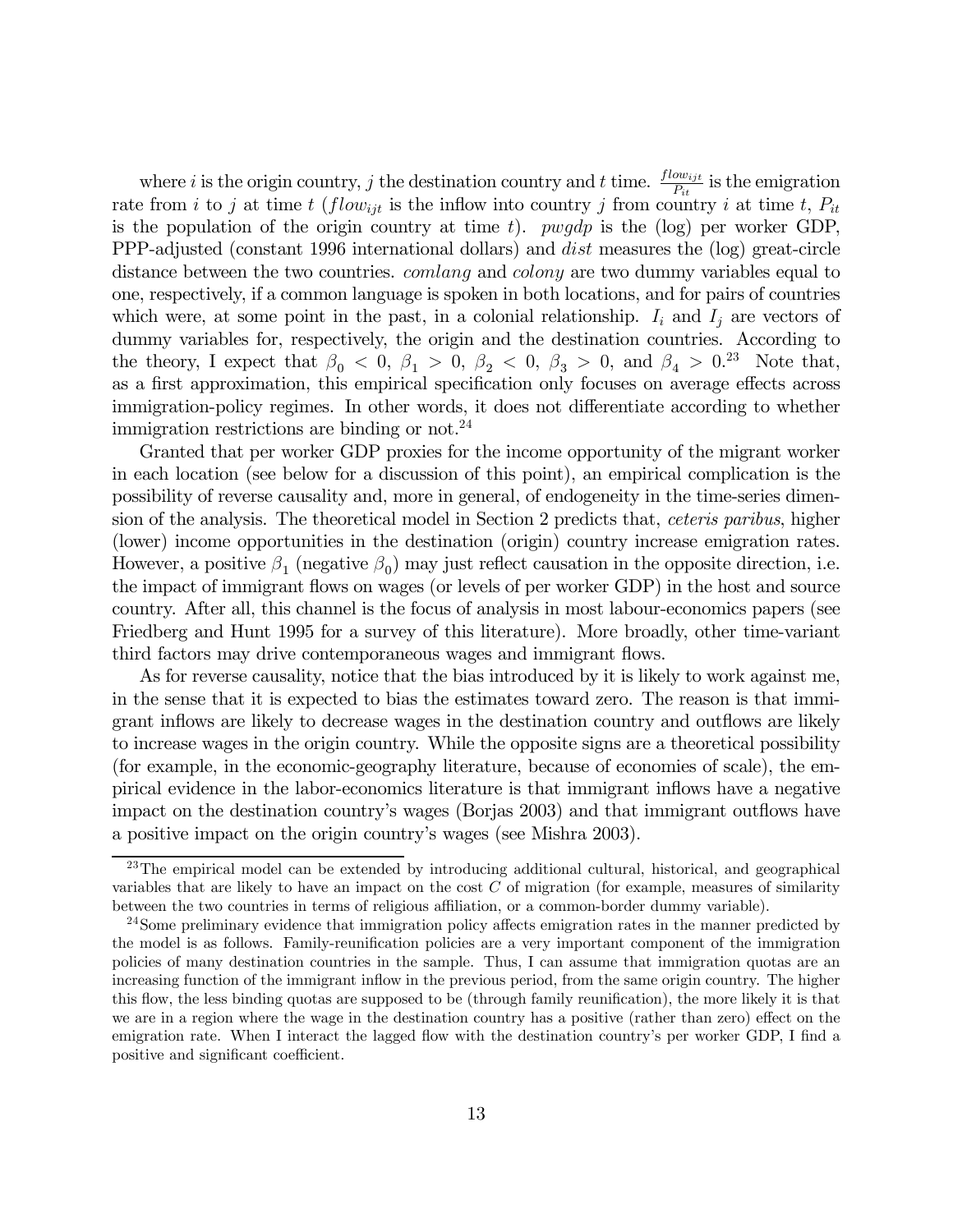where $i$ is the origin country, $j$ the destination country and $t$ time. $\frac{flow_{ijt}}{P_{it}}$ is the emigration rate from $i$ to $j$ at time $t$ ($flow_{ijt}$ is the inflow into country $j$ from country $i$ at time $t$, $P_{it}$ is the population of the origin country at time $t$). $pwgdp$ is the (log) per worker GDP, PPP-adjusted (constant 1996 international dollars) and $dist$ measures the (log) great-circle distance between the two countries. *comlang* and *colony* are two dummy variables equal to one, respectively, if a common language is spoken in both locations, and for pairs of countries which were, at some point in the past, in a colonial relationship. $I_i$ and $I_j$ are vectors of dummy variables for, respectively, the origin and the destination countries. According to the theory, I expect that $\beta_0 < 0$, $\beta_1 > 0$, $\beta_2 < 0$, $\beta_3 > 0$, and $\beta_4 > 0$.[23] Note that, as a first approximation, this empirical specification only focuses on average effects across immigration-policy regimes. In other words, it does not differentiate according to whether immigration restrictions are binding or not.[24]

Granted that per worker GDP proxies for the income opportunity of the migrant worker in each location (see below for a discussion of this point), an empirical complication is the possibility of reverse causality and, more in general, of endogeneity in the time-series dimension of the analysis. The theoretical model in Section 2 predicts that, *ceteris paribus*, higher (lower) income opportunities in the destination (origin) country increase emigration rates. However, a positive $\beta_1$ (negative $\beta_0$) may just reflect causation in the opposite direction, i.e. the impact of immigrant flows on wages (or levels of per worker GDP) in the host and source country. After all, this channel is the focus of analysis in most labour-economics papers (see Friedberg and Hunt 1995 for a survey of this literature). More broadly, other time-variant third factors may drive contemporaneous wages and immigrant flows.

As for reverse causality, notice that the bias introduced by it is likely to work against me, in the sense that it is expected to bias the estimates toward zero. The reason is that immigrant inflows are likely to decrease wages in the destination country and outflows are likely to increase wages in the origin country. While the opposite signs are a theoretical possibility (for example, in the economic-geography literature, because of economies of scale), the empirical evidence in the labor-economics literature is that immigrant inflows have a negative impact on the destination country's wages (Borjas 2003) and that immigrant outflows have a positive impact on the origin country's wages (see Mishra 2003).

---

[23] The empirical model can be extended by introducing additional cultural, historical, and geographical variables that are likely to have an impact on the cost $C$ of migration (for example, measures of similarity between the two countries in terms of religious affiliation, or a common-border dummy variable).

[24] Some preliminary evidence that immigration policy affects emigration rates in the manner predicted by the model is as follows. Family-reunification policies are a very important component of the immigration policies of many destination countries in the sample. Thus, I can assume that immigration quotas are an increasing function of the immigrant inflow in the previous period, from the same origin country. The higher this flow, the less binding quotas are supposed to be (through family reunification), the more likely it is that we are in a region where the wage in the destination country has a positive (rather than zero) effect on the emigration rate. When I interact the lagged flow with the destination country's per worker GDP, I find a positive and significant coefficient.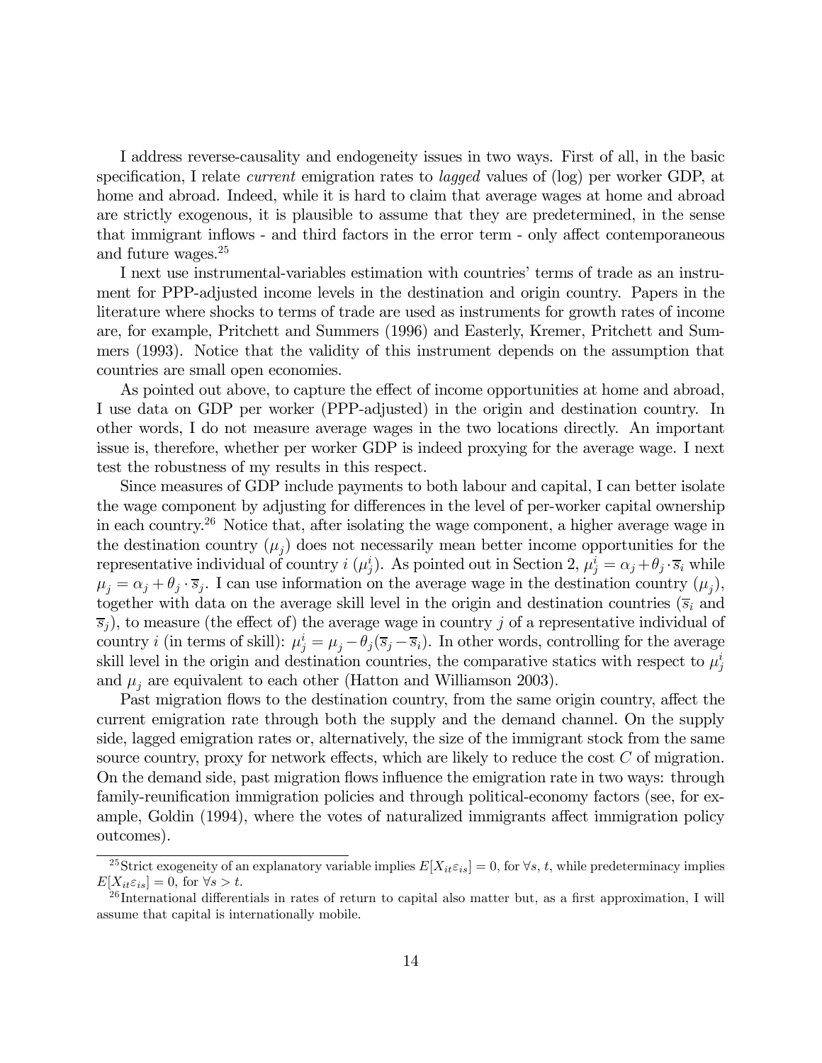I address reverse-causality and endogeneity issues in two ways. First of all, in the basic specification, I relate *current* emigration rates to *lagged* values of (log) per worker GDP, at home and abroad. Indeed, while it is hard to claim that average wages at home and abroad are strictly exogenous, it is plausible to assume that they are predetermined, in the sense that immigrant inflows - and third factors in the error term - only affect contemporaneous and future wages.[25]

I next use instrumental-variables estimation with countries' terms of trade as an instrument for PPP-adjusted income levels in the destination and origin country. Papers in the literature where shocks to terms of trade are used as instruments for growth rates of income are, for example, Pritchett and Summers (1996) and Easterly, Kremer, Pritchett and Summers (1993). Notice that the validity of this instrument depends on the assumption that countries are small open economies.

As pointed out above, to capture the effect of income opportunities at home and abroad, I use data on GDP per worker (PPP-adjusted) in the origin and destination country. In other words, I do not measure average wages in the two locations directly. An important issue is, therefore, whether per worker GDP is indeed proxying for the average wage. I next test the robustness of my results in this respect.

Since measures of GDP include payments to both labour and capital, I can better isolate the wage component by adjusting for differences in the level of per-worker capital ownership in each country.[26] Notice that, after isolating the wage component, a higher average wage in the destination country ($\mu_j$) does not necessarily mean better income opportunities for the representative individual of country $i$ ($\mu_j^i$). As pointed out in Section 2, $\mu_j^i = \alpha_j + \theta_j \cdot \overline{s}_i$ while $\mu_j = \alpha_j + \theta_j \cdot \overline{s}_j$. I can use information on the average wage in the destination country ($\mu_j$), together with data on the average skill level in the origin and destination countries ($\overline{s}_i$ and $\overline{s}_j$), to measure (the effect of) the average wage in country $j$ of a representative individual of country $i$ (in terms of skill): $\mu_j^i = \mu_j - \theta_j(\overline{s}_j - \overline{s}_i)$. In other words, controlling for the average skill level in the origin and destination countries, the comparative statics with respect to $\mu_j^i$ and $\mu_j$ are equivalent to each other (Hatton and Williamson 2003).

Past migration flows to the destination country, from the same origin country, affect the current emigration rate through both the supply and the demand channel. On the supply side, lagged emigration rates or, alternatively, the size of the immigrant stock from the same source country, proxy for network effects, which are likely to reduce the cost $C$ of migration. On the demand side, past migration flows influence the emigration rate in two ways: through family-reunification immigration policies and through political-economy factors (see, for example, Goldin (1994), where the votes of naturalized immigrants affect immigration policy outcomes).

---

[25] Strict exogeneity of an explanatory variable implies $E[X_{it}\varepsilon_{is}] = 0$, for $\forall s$, $t$, while predeterminacy implies $E[X_{it}\varepsilon_{is}] = 0$, for $\forall s > t$.

[26] International differentials in rates of return to capital also matter but, as a first approximation, I will assume that capital is internationally mobile.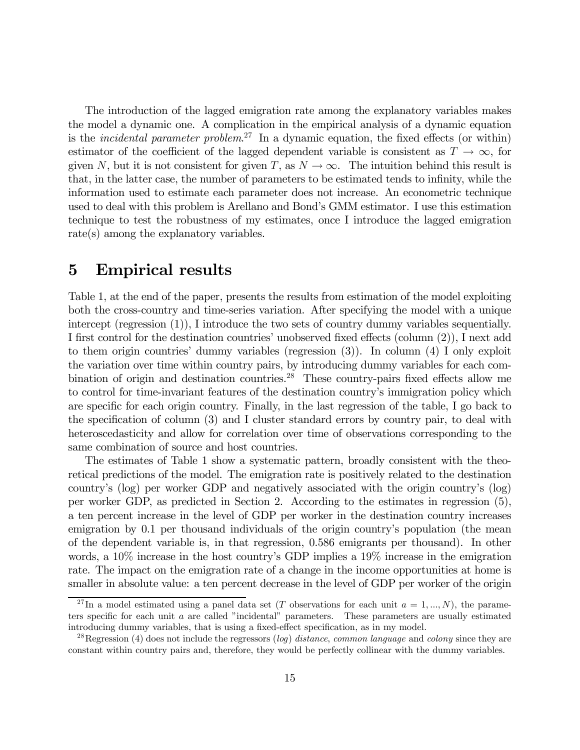The introduction of the lagged emigration rate among the explanatory variables makes the model a dynamic one. A complication in the empirical analysis of a dynamic equation is the *incidental parameter problem*.[27] In a dynamic equation, the fixed effects (or within) estimator of the coefficient of the lagged dependent variable is consistent as $T \to \infty$, for given $N$, but it is not consistent for given $T$, as $N \to \infty$. The intuition behind this result is that, in the latter case, the number of parameters to be estimated tends to infinity, while the information used to estimate each parameter does not increase. An econometric technique used to deal with this problem is Arellano and Bond's GMM estimator. I use this estimation technique to test the robustness of my estimates, once I introduce the lagged emigration rate(s) among the explanatory variables.

## 5 Empirical results

Table 1, at the end of the paper, presents the results from estimation of the model exploiting both the cross-country and time-series variation. After specifying the model with a unique intercept (regression (1)), I introduce the two sets of country dummy variables sequentially. I first control for the destination countries' unobserved fixed effects (column (2)), I next add to them origin countries' dummy variables (regression (3)). In column (4) I only exploit the variation over time within country pairs, by introducing dummy variables for each combination of origin and destination countries.[28] These country-pairs fixed effects allow me to control for time-invariant features of the destination country's immigration policy which are specific for each origin country. Finally, in the last regression of the table, I go back to the specification of column (3) and I cluster standard errors by country pair, to deal with heteroscedasticity and allow for correlation over time of observations corresponding to the same combination of source and host countries.

The estimates of Table 1 show a systematic pattern, broadly consistent with the theoretical predictions of the model. The emigration rate is positively related to the destination country's (log) per worker GDP and negatively associated with the origin country's (log) per worker GDP, as predicted in Section 2. According to the estimates in regression (5), a ten percent increase in the level of GDP per worker in the destination country increases emigration by 0.1 per thousand individuals of the origin country's population (the mean of the dependent variable is, in that regression, 0.586 emigrants per thousand). In other words, a 10% increase in the host country's GDP implies a 19% increase in the emigration rate. The impact on the emigration rate of a change in the income opportunities at home is smaller in absolute value: a ten percent decrease in the level of GDP per worker of the origin

[27] In a model estimated using a panel data set ($T$ observations for each unit $a = 1, ..., N$), the parameters specific for each unit $a$ are called "incidental" parameters. These parameters are usually estimated introducing dummy variables, that is using a fixed-effect specification, as in my model.

[28] Regression (4) does not include the regressors (*log*) *distance*, *common language* and *colony* since they are constant within country pairs and, therefore, they would be perfectly collinear with the dummy variables.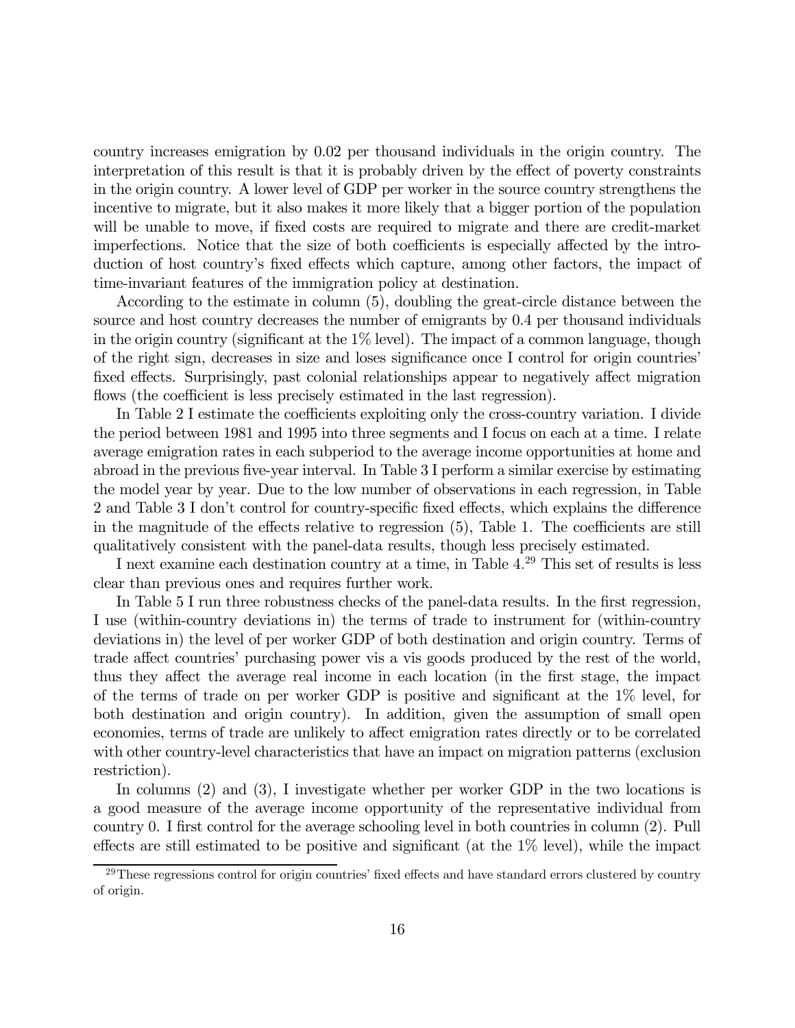country increases emigration by 0.02 per thousand individuals in the origin country. The interpretation of this result is that it is probably driven by the effect of poverty constraints in the origin country. A lower level of GDP per worker in the source country strengthens the incentive to migrate, but it also makes it more likely that a bigger portion of the population will be unable to move, if fixed costs are required to migrate and there are credit-market imperfections. Notice that the size of both coefficients is especially affected by the introduction of host country's fixed effects which capture, among other factors, the impact of time-invariant features of the immigration policy at destination.

According to the estimate in column (5), doubling the great-circle distance between the source and host country decreases the number of emigrants by 0.4 per thousand individuals in the origin country (significant at the 1% level). The impact of a common language, though of the right sign, decreases in size and loses significance once I control for origin countries' fixed effects. Surprisingly, past colonial relationships appear to negatively affect migration flows (the coefficient is less precisely estimated in the last regression).

In Table 2 I estimate the coefficients exploiting only the cross-country variation. I divide the period between 1981 and 1995 into three segments and I focus on each at a time. I relate average emigration rates in each subperiod to the average income opportunities at home and abroad in the previous five-year interval. In Table 3 I perform a similar exercise by estimating the model year by year. Due to the low number of observations in each regression, in Table 2 and Table 3 I don't control for country-specific fixed effects, which explains the difference in the magnitude of the effects relative to regression (5), Table 1. The coefficients are still qualitatively consistent with the panel-data results, though less precisely estimated.

I next examine each destination country at a time, in Table 4.[29] This set of results is less clear than previous ones and requires further work.

In Table 5 I run three robustness checks of the panel-data results. In the first regression, I use (within-country deviations in) the terms of trade to instrument for (within-country deviations in) the level of per worker GDP of both destination and origin country. Terms of trade affect countries' purchasing power vis a vis goods produced by the rest of the world, thus they affect the average real income in each location (in the first stage, the impact of the terms of trade on per worker GDP is positive and significant at the 1% level, for both destination and origin country). In addition, given the assumption of small open economies, terms of trade are unlikely to affect emigration rates directly or to be correlated with other country-level characteristics that have an impact on migration patterns (exclusion restriction).

In columns (2) and (3), I investigate whether per worker GDP in the two locations is a good measure of the average income opportunity of the representative individual from country 0. I first control for the average schooling level in both countries in column (2). Pull effects are still estimated to be positive and significant (at the 1% level), while the impact

[29] These regressions control for origin countries' fixed effects and have standard errors clustered by country of origin.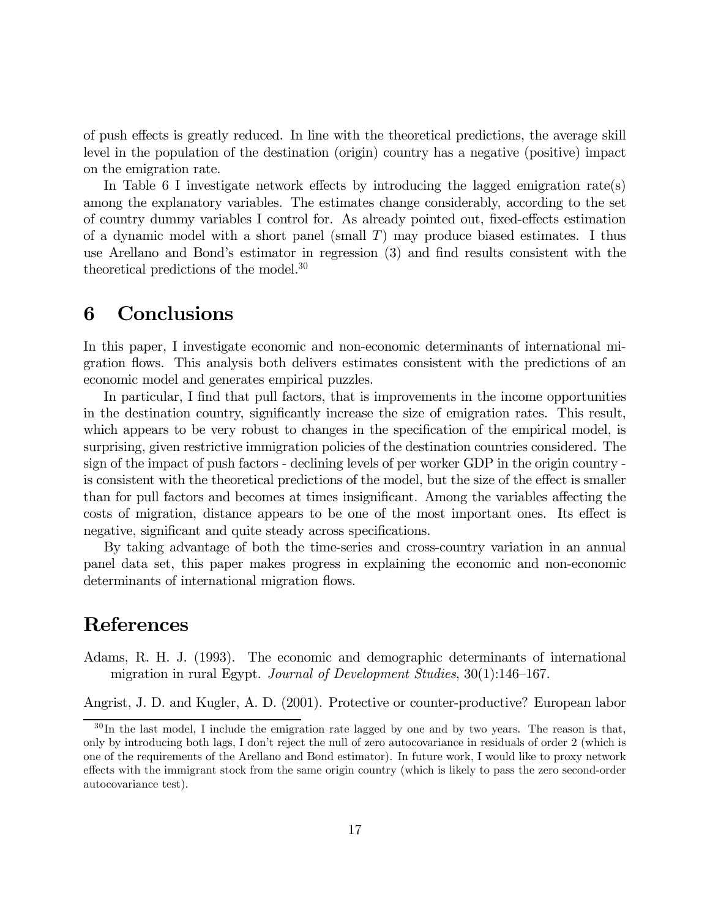of push effects is greatly reduced. In line with the theoretical predictions, the average skill level in the population of the destination (origin) country has a negative (positive) impact on the emigration rate.

In Table 6 I investigate network effects by introducing the lagged emigration rate(s) among the explanatory variables. The estimates change considerably, according to the set of country dummy variables I control for. As already pointed out, fixed-effects estimation of a dynamic model with a short panel (small $T$) may produce biased estimates. I thus use Arellano and Bond's estimator in regression (3) and find results consistent with the theoretical predictions of the model.[30]

# 6 Conclusions

In this paper, I investigate economic and non-economic determinants of international migration flows. This analysis both delivers estimates consistent with the predictions of an economic model and generates empirical puzzles.

In particular, I find that pull factors, that is improvements in the income opportunities in the destination country, significantly increase the size of emigration rates. This result, which appears to be very robust to changes in the specification of the empirical model, is surprising, given restrictive immigration policies of the destination countries considered. The sign of the impact of push factors - declining levels of per worker GDP in the origin country - is consistent with the theoretical predictions of the model, but the size of the effect is smaller than for pull factors and becomes at times insignificant. Among the variables affecting the costs of migration, distance appears to be one of the most important ones. Its effect is negative, significant and quite steady across specifications.

By taking advantage of both the time-series and cross-country variation in an annual panel data set, this paper makes progress in explaining the economic and non-economic determinants of international migration flows.

# References

Adams, R. H. J. (1993). The economic and demographic determinants of international migration in rural Egypt. *Journal of Development Studies*, 30(1):146–167.

Angrist, J. D. and Kugler, A. D. (2001). Protective or counter-productive? European labor

---

[30] In the last model, I include the emigration rate lagged by one and by two years. The reason is that, only by introducing both lags, I don't reject the null of zero autocovariance in residuals of order 2 (which is one of the requirements of the Arellano and Bond estimator). In future work, I would like to proxy network effects with the immigrant stock from the same origin country (which is likely to pass the zero second-order autocovariance test).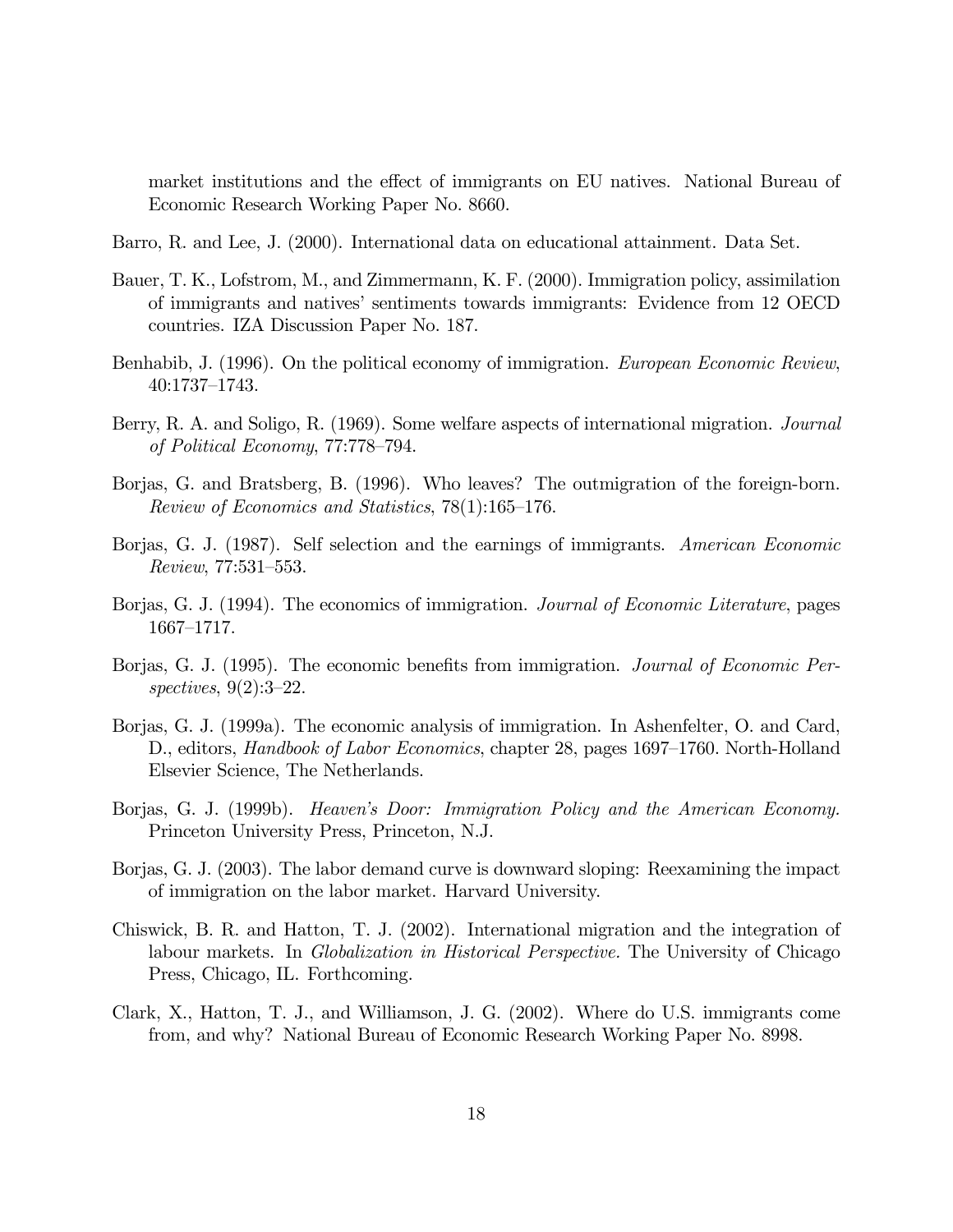market institutions and the effect of immigrants on EU natives. National Bureau of Economic Research Working Paper No. 8660.

Barro, R. and Lee, J. (2000). International data on educational attainment. Data Set.

Bauer, T. K., Lofstrom, M., and Zimmermann, K. F. (2000). Immigration policy, assimilation of immigrants and natives' sentiments towards immigrants: Evidence from 12 OECD countries. IZA Discussion Paper No. 187.

Benhabib, J. (1996). On the political economy of immigration. *European Economic Review*, 40:1737–1743.

Berry, R. A. and Soligo, R. (1969). Some welfare aspects of international migration. *Journal of Political Economy*, 77:778–794.

Borjas, G. and Bratsberg, B. (1996). Who leaves? The outmigration of the foreign-born. *Review of Economics and Statistics*, 78(1):165–176.

Borjas, G. J. (1987). Self selection and the earnings of immigrants. *American Economic Review*, 77:531–553.

Borjas, G. J. (1994). The economics of immigration. *Journal of Economic Literature*, pages 1667–1717.

Borjas, G. J. (1995). The economic benefits from immigration. *Journal of Economic Perspectives*, 9(2):3–22.

Borjas, G. J. (1999a). The economic analysis of immigration. In Ashenfelter, O. and Card, D., editors, *Handbook of Labor Economics*, chapter 28, pages 1697–1760. North-Holland Elsevier Science, The Netherlands.

Borjas, G. J. (1999b). *Heaven's Door: Immigration Policy and the American Economy.* Princeton University Press, Princeton, N.J.

Borjas, G. J. (2003). The labor demand curve is downward sloping: Reexamining the impact of immigration on the labor market. Harvard University.

Chiswick, B. R. and Hatton, T. J. (2002). International migration and the integration of labour markets. In *Globalization in Historical Perspective.* The University of Chicago Press, Chicago, IL. Forthcoming.

Clark, X., Hatton, T. J., and Williamson, J. G. (2002). Where do U.S. immigrants come from, and why? National Bureau of Economic Research Working Paper No. 8998.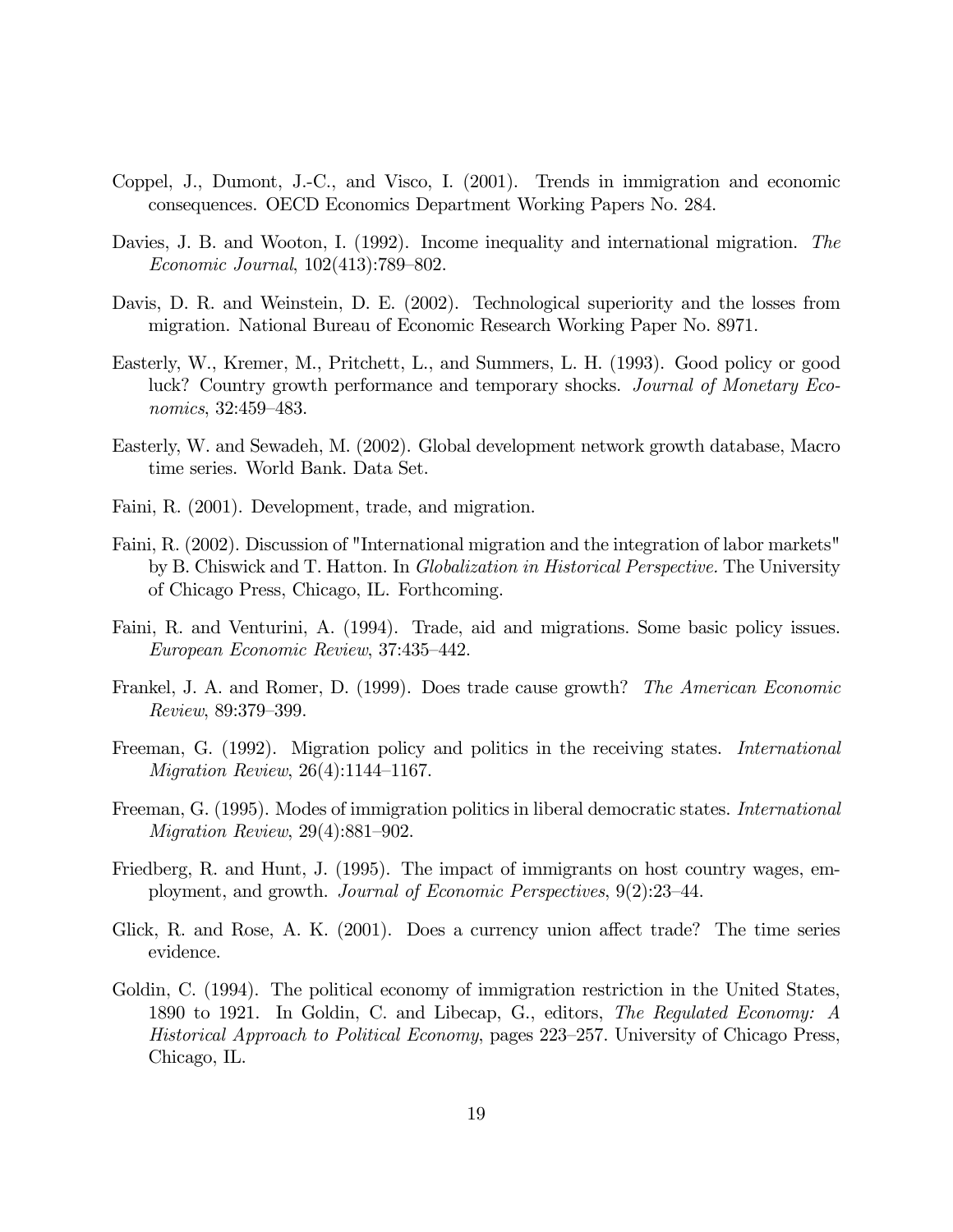Coppel, J., Dumont, J.-C., and Visco, I. (2001). Trends in immigration and economic consequences. OECD Economics Department Working Papers No. 284.

Davies, J. B. and Wooton, I. (1992). Income inequality and international migration. *The Economic Journal*, 102(413):789–802.

Davis, D. R. and Weinstein, D. E. (2002). Technological superiority and the losses from migration. National Bureau of Economic Research Working Paper No. 8971.

Easterly, W., Kremer, M., Pritchett, L., and Summers, L. H. (1993). Good policy or good luck? Country growth performance and temporary shocks. *Journal of Monetary Economics*, 32:459–483.

Easterly, W. and Sewadeh, M. (2002). Global development network growth database, Macro time series. World Bank. Data Set.

Faini, R. (2001). Development, trade, and migration.

Faini, R. (2002). Discussion of "International migration and the integration of labor markets" by B. Chiswick and T. Hatton. In *Globalization in Historical Perspective.* The University of Chicago Press, Chicago, IL. Forthcoming.

Faini, R. and Venturini, A. (1994). Trade, aid and migrations. Some basic policy issues. *European Economic Review*, 37:435–442.

Frankel, J. A. and Romer, D. (1999). Does trade cause growth? *The American Economic Review*, 89:379–399.

Freeman, G. (1992). Migration policy and politics in the receiving states. *International Migration Review*, 26(4):1144–1167.

Freeman, G. (1995). Modes of immigration politics in liberal democratic states. *International Migration Review*, 29(4):881–902.

Friedberg, R. and Hunt, J. (1995). The impact of immigrants on host country wages, employment, and growth. *Journal of Economic Perspectives*, 9(2):23–44.

Glick, R. and Rose, A. K. (2001). Does a currency union affect trade? The time series evidence.

Goldin, C. (1994). The political economy of immigration restriction in the United States, 1890 to 1921. In Goldin, C. and Libecap, G., editors, *The Regulated Economy: A Historical Approach to Political Economy*, pages 223–257. University of Chicago Press, Chicago, IL.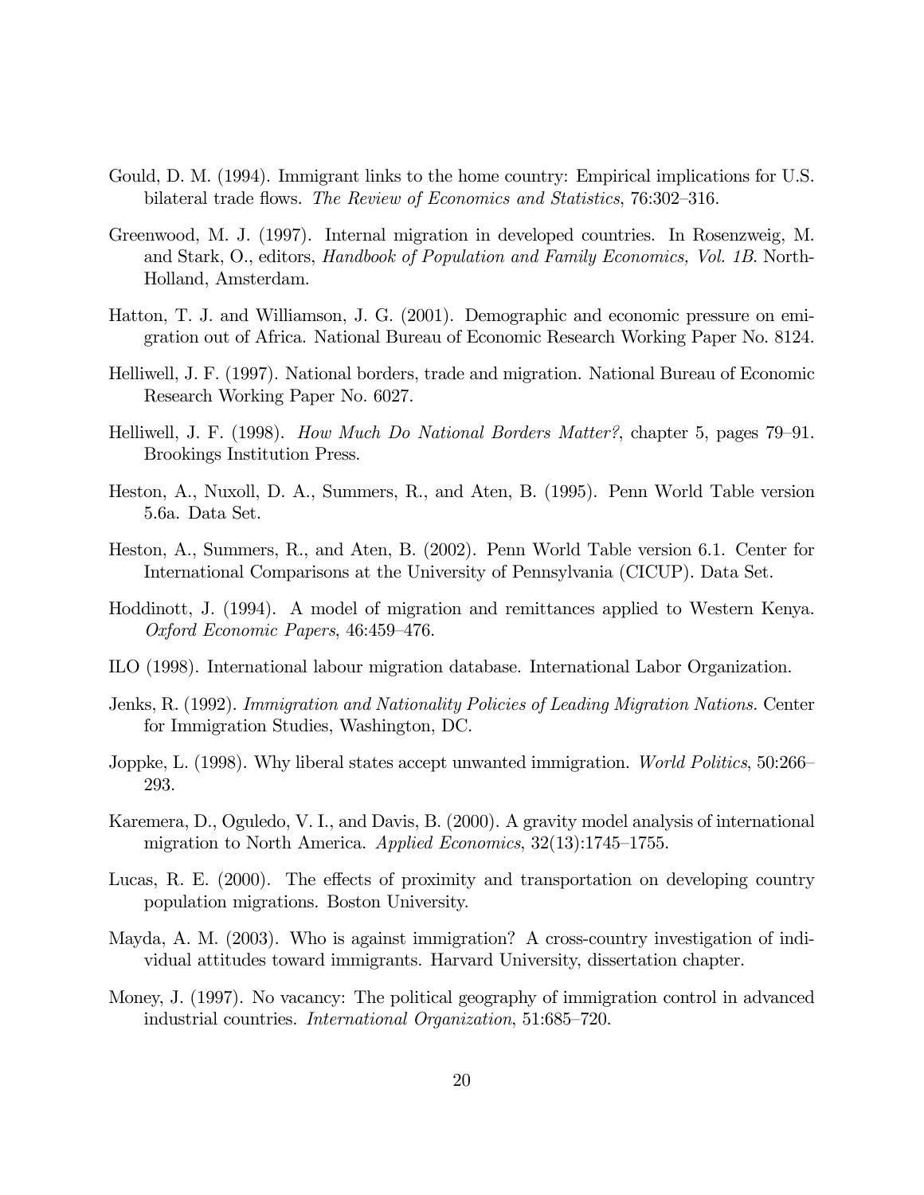Gould, D. M. (1994). Immigrant links to the home country: Empirical implications for U.S. bilateral trade flows. *The Review of Economics and Statistics*, 76:302–316.

Greenwood, M. J. (1997). Internal migration in developed countries. In Rosenzweig, M. and Stark, O., editors, *Handbook of Population and Family Economics, Vol. 1B*. North-Holland, Amsterdam.

Hatton, T. J. and Williamson, J. G. (2001). Demographic and economic pressure on emigration out of Africa. National Bureau of Economic Research Working Paper No. 8124.

Helliwell, J. F. (1997). National borders, trade and migration. National Bureau of Economic Research Working Paper No. 6027.

Helliwell, J. F. (1998). *How Much Do National Borders Matter?*, chapter 5, pages 79–91. Brookings Institution Press.

Heston, A., Nuxoll, D. A., Summers, R., and Aten, B. (1995). Penn World Table version 5.6a. Data Set.

Heston, A., Summers, R., and Aten, B. (2002). Penn World Table version 6.1. Center for International Comparisons at the University of Pennsylvania (CICUP). Data Set.

Hoddinott, J. (1994). A model of migration and remittances applied to Western Kenya. *Oxford Economic Papers*, 46:459–476.

ILO (1998). International labour migration database. International Labor Organization.

Jenks, R. (1992). *Immigration and Nationality Policies of Leading Migration Nations.* Center for Immigration Studies, Washington, DC.

Joppke, L. (1998). Why liberal states accept unwanted immigration. *World Politics*, 50:266–293.

Karemera, D., Oguledo, V. I., and Davis, B. (2000). A gravity model analysis of international migration to North America. *Applied Economics*, 32(13):1745–1755.

Lucas, R. E. (2000). The effects of proximity and transportation on developing country population migrations. Boston University.

Mayda, A. M. (2003). Who is against immigration? A cross-country investigation of individual attitudes toward immigrants. Harvard University, dissertation chapter.

Money, J. (1997). No vacancy: The political geography of immigration control in advanced industrial countries. *International Organization*, 51:685–720.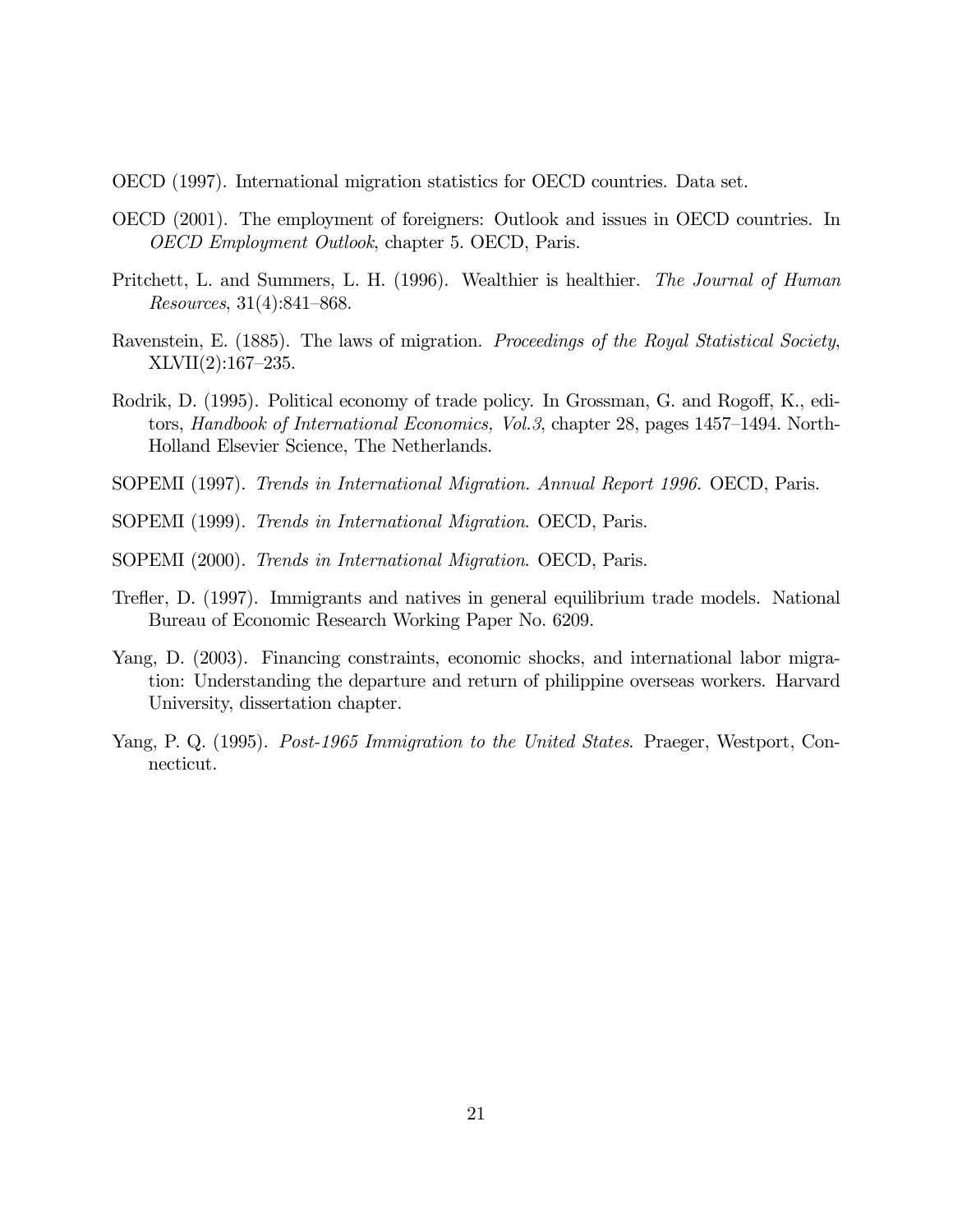OECD (1997). International migration statistics for OECD countries. Data set.

OECD (2001). The employment of foreigners: Outlook and issues in OECD countries. In *OECD Employment Outlook*, chapter 5. OECD, Paris.

Pritchett, L. and Summers, L. H. (1996). Wealthier is healthier. *The Journal of Human Resources*, 31(4):841–868.

Ravenstein, E. (1885). The laws of migration. *Proceedings of the Royal Statistical Society*, XLVII(2):167–235.

Rodrik, D. (1995). Political economy of trade policy. In Grossman, G. and Rogoff, K., editors, *Handbook of International Economics, Vol.3*, chapter 28, pages 1457–1494. North-Holland Elsevier Science, The Netherlands.

SOPEMI (1997). *Trends in International Migration. Annual Report 1996.* OECD, Paris.

SOPEMI (1999). *Trends in International Migration*. OECD, Paris.

SOPEMI (2000). *Trends in International Migration*. OECD, Paris.

Trefler, D. (1997). Immigrants and natives in general equilibrium trade models. National Bureau of Economic Research Working Paper No. 6209.

Yang, D. (2003). Financing constraints, economic shocks, and international labor migration: Understanding the departure and return of philippine overseas workers. Harvard University, dissertation chapter.

Yang, P. Q. (1995). *Post-1965 Immigration to the United States*. Praeger, Westport, Connecticut.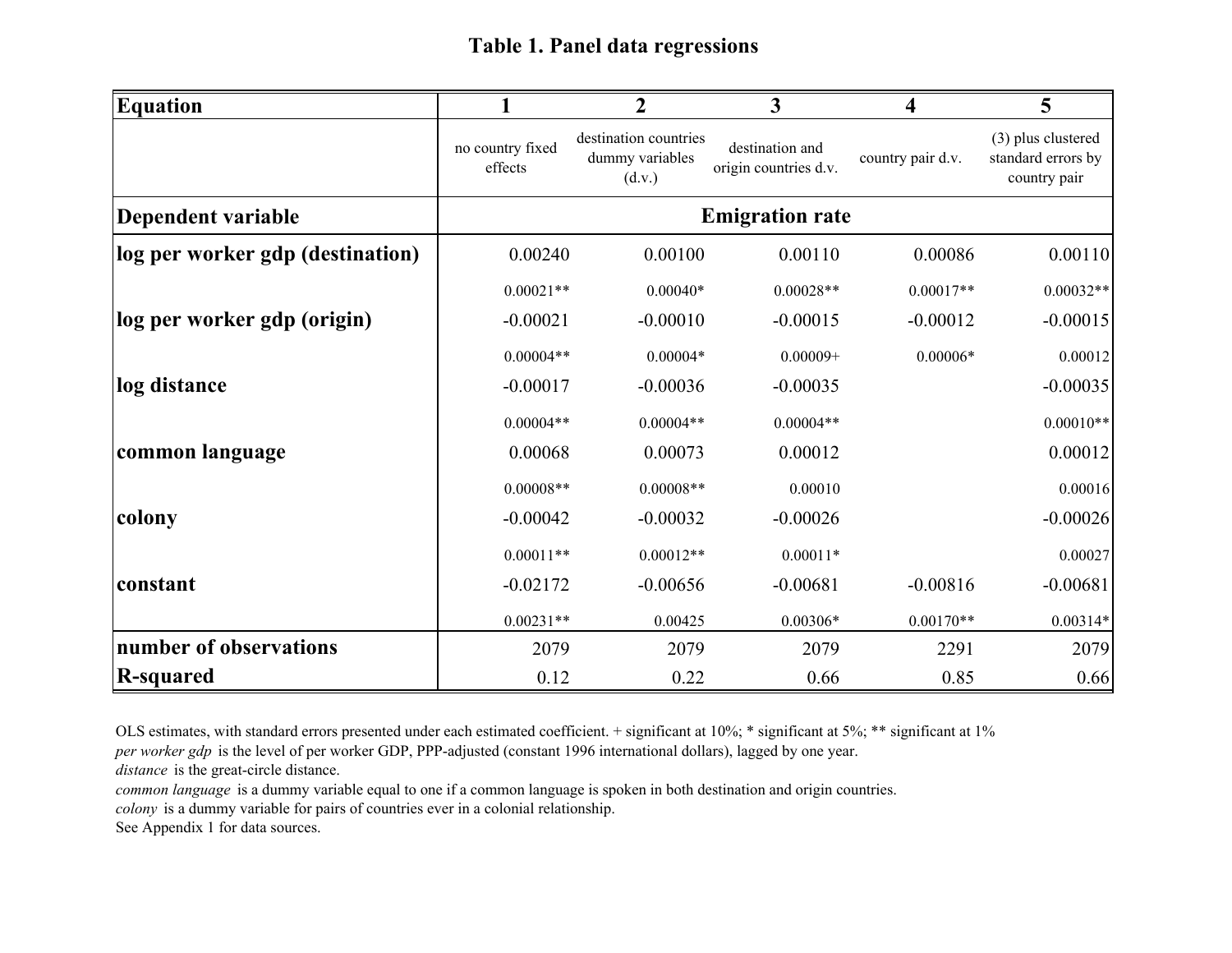# Table 1. Panel data regressions

| Equation | 1 | 2 | 3 | 4 | 5 |
|---|---|---|---|---|---|
| | no country fixed effects | destination countries dummy variables (d.v.) | destination and origin countries d.v. | country pair d.v. | (3) plus clustered standard errors by country pair |
| **Dependent variable** | **Emigration rate** | | | | |
| **log per worker gdp (destination)** | 0.00240 | 0.00100 | 0.00110 | 0.00086 | 0.00110 |
| | 0.00021** | 0.00040* | 0.00028** | 0.00017** | 0.00032** |
| **log per worker gdp (origin)** | -0.00021 | -0.00010 | -0.00015 | -0.00012 | -0.00015 |
| | 0.00004** | 0.00004* | 0.00009+ | 0.00006* | 0.00012 |
| **log distance** | -0.00017 | -0.00036 | -0.00035 | | -0.00035 |
| | 0.00004** | 0.00004** | 0.00004** | | 0.00010** |
| **common language** | 0.00068 | 0.00073 | 0.00012 | | 0.00012 |
| | 0.00008** | 0.00008** | 0.00010 | | 0.00016 |
| **colony** | -0.00042 | -0.00032 | -0.00026 | | -0.00026 |
| | 0.00011** | 0.00012** | 0.00011* | | 0.00027 |
| **constant** | -0.02172 | -0.00656 | -0.00681 | -0.00816 | -0.00681 |
| | 0.00231** | 0.00425 | 0.00306* | 0.00170** | 0.00314* |
| **number of observations** | 2079 | 2079 | 2079 | 2291 | 2079 |
| **R-squared** | 0.12 | 0.22 | 0.66 | 0.85 | 0.66 |

OLS estimates, with standard errors presented under each estimated coefficient. + significant at 10%; * significant at 5%; ** significant at 1%

*per worker gdp* is the level of per worker GDP, PPP-adjusted (constant 1996 international dollars), lagged by one year.

*distance* is the great-circle distance.

*common language* is a dummy variable equal to one if a common language is spoken in both destination and origin countries.

*colony* is a dummy variable for pairs of countries ever in a colonial relationship.

See Appendix 1 for data sources.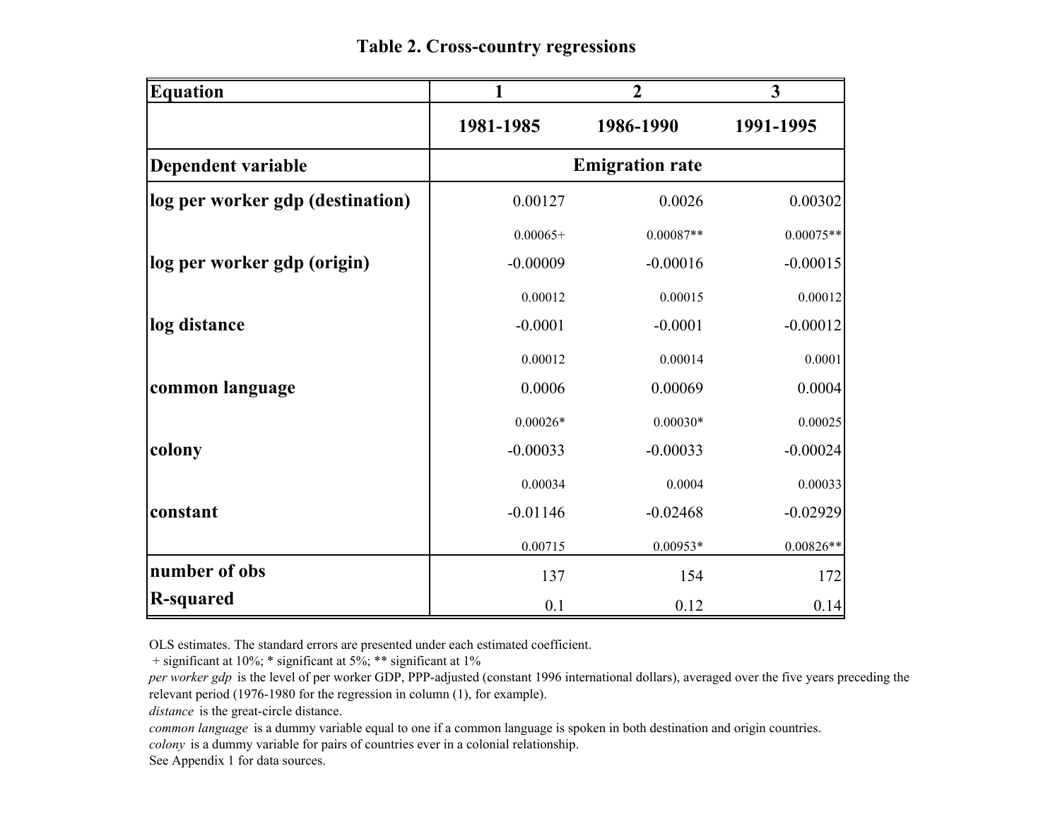# Table 2. Cross-country regressions

| Equation | 1 | 2 | 3 |
|---|---|---|---|
| | 1981-1985 | 1986-1990 | 1991-1995 |
| Dependent variable | Emigration rate | | |
| log per worker gdp (destination) | 0.00127 | 0.0026 | 0.00302 |
| | 0.00065+ | 0.00087** | 0.00075** |
| log per worker gdp (origin) | -0.00009 | -0.00016 | -0.00015 |
| | 0.00012 | 0.00015 | 0.00012 |
| log distance | -0.0001 | -0.0001 | -0.00012 |
| | 0.00012 | 0.00014 | 0.0001 |
| common language | 0.0006 | 0.00069 | 0.0004 |
| | 0.00026* | 0.00030* | 0.00025 |
| colony | -0.00033 | -0.00033 | -0.00024 |
| | 0.00034 | 0.0004 | 0.00033 |
| constant | -0.01146 | -0.02468 | -0.02929 |
| | 0.00715 | 0.00953* | 0.00826** |
| number of obs | 137 | 154 | 172 |
| R-squared | 0.1 | 0.12 | 0.14 |

OLS estimates. The standard errors are presented under each estimated coefficient.
+ significant at 10%; * significant at 5%; ** significant at 1%

*per worker gdp* is the level of per worker GDP, PPP-adjusted (constant 1996 international dollars), averaged over the five years preceding the relevant period (1976-1980 for the regression in column (1), for example).

*distance* is the great-circle distance.

*common language* is a dummy variable equal to one if a common language is spoken in both destination and origin countries.

*colony* is a dummy variable for pairs of countries ever in a colonial relationship.

See Appendix 1 for data sources.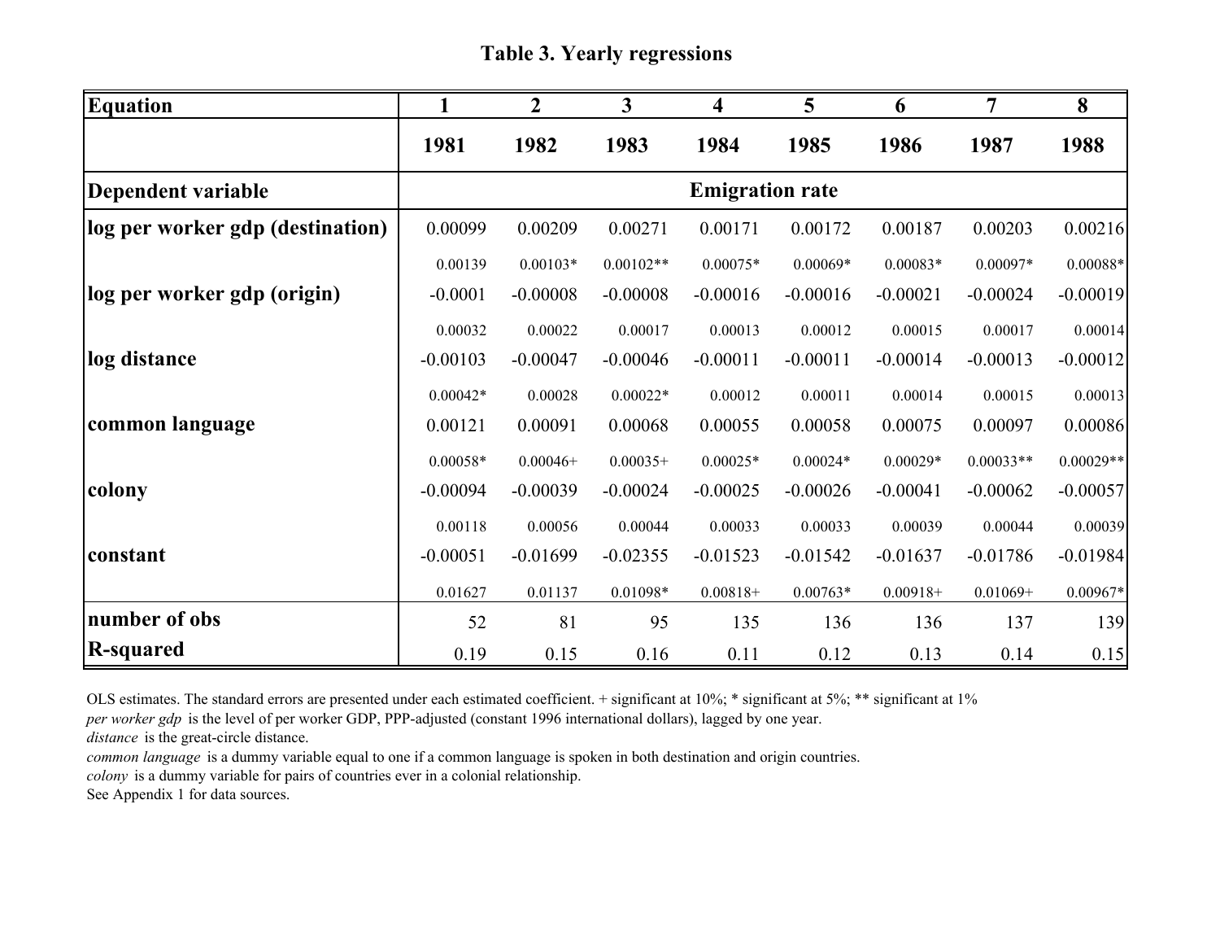**Table 3. Yearly regressions**

| Equation | 1 | 2 | 3 | 4 | 5 | 6 | 7 | 8 |
|---|---|---|---|---|---|---|---|---|
| | 1981 | 1982 | 1983 | 1984 | 1985 | 1986 | 1987 | 1988 |
| **Dependent variable** | **Emigration rate** | | | | | | | |
| **log per worker gdp (destination)** | 0.00099 | 0.00209 | 0.00271 | 0.00171 | 0.00172 | 0.00187 | 0.00203 | 0.00216 |
| | 0.00139 | 0.00103* | 0.00102** | 0.00075* | 0.00069* | 0.00083* | 0.00097* | 0.00088* |
| **log per worker gdp (origin)** | -0.0001 | -0.00008 | -0.00008 | -0.00016 | -0.00016 | -0.00021 | -0.00024 | -0.00019 |
| | 0.00032 | 0.00022 | 0.00017 | 0.00013 | 0.00012 | 0.00015 | 0.00017 | 0.00014 |
| **log distance** | -0.00103 | -0.00047 | -0.00046 | -0.00011 | -0.00011 | -0.00014 | -0.00013 | -0.00012 |
| | 0.00042* | 0.00028 | 0.00022* | 0.00012 | 0.00011 | 0.00014 | 0.00015 | 0.00013 |
| **common language** | 0.00121 | 0.00091 | 0.00068 | 0.00055 | 0.00058 | 0.00075 | 0.00097 | 0.00086 |
| | 0.00058* | 0.00046+ | 0.00035+ | 0.00025* | 0.00024* | 0.00029* | 0.00033** | 0.00029** |
| **colony** | -0.00094 | -0.00039 | -0.00024 | -0.00025 | -0.00026 | -0.00041 | -0.00062 | -0.00057 |
| | 0.00118 | 0.00056 | 0.00044 | 0.00033 | 0.00033 | 0.00039 | 0.00044 | 0.00039 |
| **constant** | -0.00051 | -0.01699 | -0.02355 | -0.01523 | -0.01542 | -0.01637 | -0.01786 | -0.01984 |
| | 0.01627 | 0.01137 | 0.01098* | 0.00818+ | 0.00763* | 0.00918+ | 0.01069+ | 0.00967* |
| **number of obs** | 52 | 81 | 95 | 135 | 136 | 136 | 137 | 139 |
| **R-squared** | 0.19 | 0.15 | 0.16 | 0.11 | 0.12 | 0.13 | 0.14 | 0.15 |

OLS estimates. The standard errors are presented under each estimated coefficient. + significant at 10%; * significant at 5%; ** significant at 1%
*per worker gdp* is the level of per worker GDP, PPP-adjusted (constant 1996 international dollars), lagged by one year.
*distance* is the great-circle distance.
*common language* is a dummy variable equal to one if a common language is spoken in both destination and origin countries.
*colony* is a dummy variable for pairs of countries ever in a colonial relationship.
See Appendix 1 for data sources.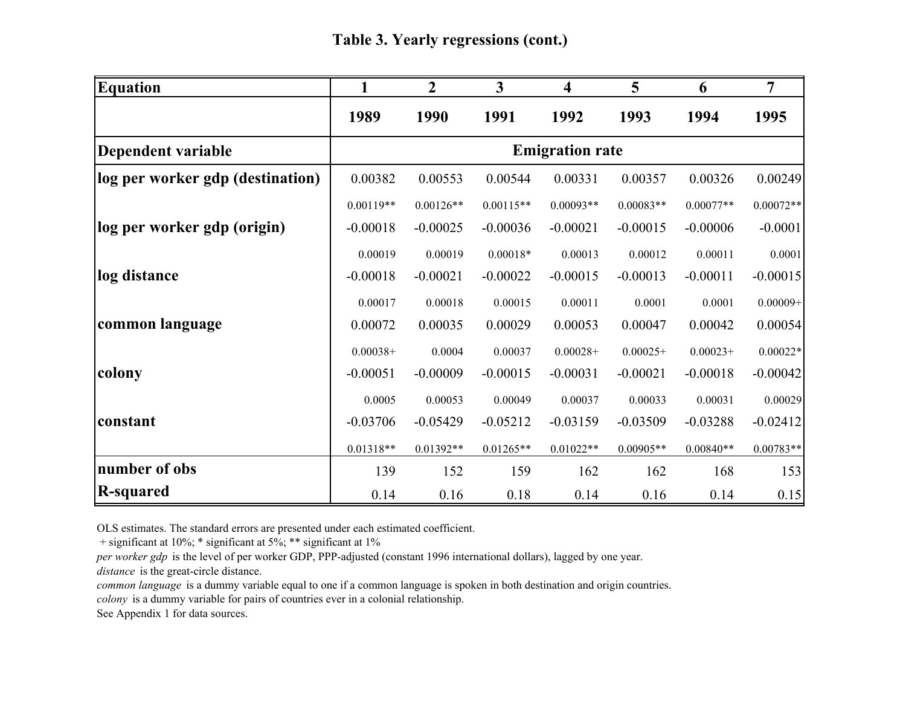# Table 3. Yearly regressions (cont.)

| Equation | 1 | 2 | 3 | 4 | 5 | 6 | 7 |
|---|---|---|---|---|---|---|---|
| | 1989 | 1990 | 1991 | 1992 | 1993 | 1994 | 1995 |
| Dependent variable | Emigration rate | | | | | | |
| log per worker gdp (destination) | 0.00382 | 0.00553 | 0.00544 | 0.00331 | 0.00357 | 0.00326 | 0.00249 |
| | 0.00119** | 0.00126** | 0.00115** | 0.00093** | 0.00083** | 0.00077** | 0.00072** |
| log per worker gdp (origin) | -0.00018 | -0.00025 | -0.00036 | -0.00021 | -0.00015 | -0.00006 | -0.0001 |
| | 0.00019 | 0.00019 | 0.00018* | 0.00013 | 0.00012 | 0.00011 | 0.0001 |
| log distance | -0.00018 | -0.00021 | -0.00022 | -0.00015 | -0.00013 | -0.00011 | -0.00015 |
| | 0.00017 | 0.00018 | 0.00015 | 0.00011 | 0.0001 | 0.0001 | 0.00009+ |
| common language | 0.00072 | 0.00035 | 0.00029 | 0.00053 | 0.00047 | 0.00042 | 0.00054 |
| | 0.00038+ | 0.0004 | 0.00037 | 0.00028+ | 0.00025+ | 0.00023+ | 0.00022* |
| colony | -0.00051 | -0.00009 | -0.00015 | -0.00031 | -0.00021 | -0.00018 | -0.00042 |
| | 0.0005 | 0.00053 | 0.00049 | 0.00037 | 0.00033 | 0.00031 | 0.00029 |
| constant | -0.03706 | -0.05429 | -0.05212 | -0.03159 | -0.03509 | -0.03288 | -0.02412 |
| | 0.01318** | 0.01392** | 0.01265** | 0.01022** | 0.00905** | 0.00840** | 0.00783** |
| number of obs | 139 | 152 | 159 | 162 | 162 | 168 | 153 |
| R-squared | 0.14 | 0.16 | 0.18 | 0.14 | 0.16 | 0.14 | 0.15 |

OLS estimates. The standard errors are presented under each estimated coefficient.

+ significant at 10%; * significant at 5%; ** significant at 1%

*per worker gdp* is the level of per worker GDP, PPP-adjusted (constant 1996 international dollars), lagged by one year.

*distance* is the great-circle distance.

*common language* is a dummy variable equal to one if a common language is spoken in both destination and origin countries.

*colony* is a dummy variable for pairs of countries ever in a colonial relationship.

See Appendix 1 for data sources.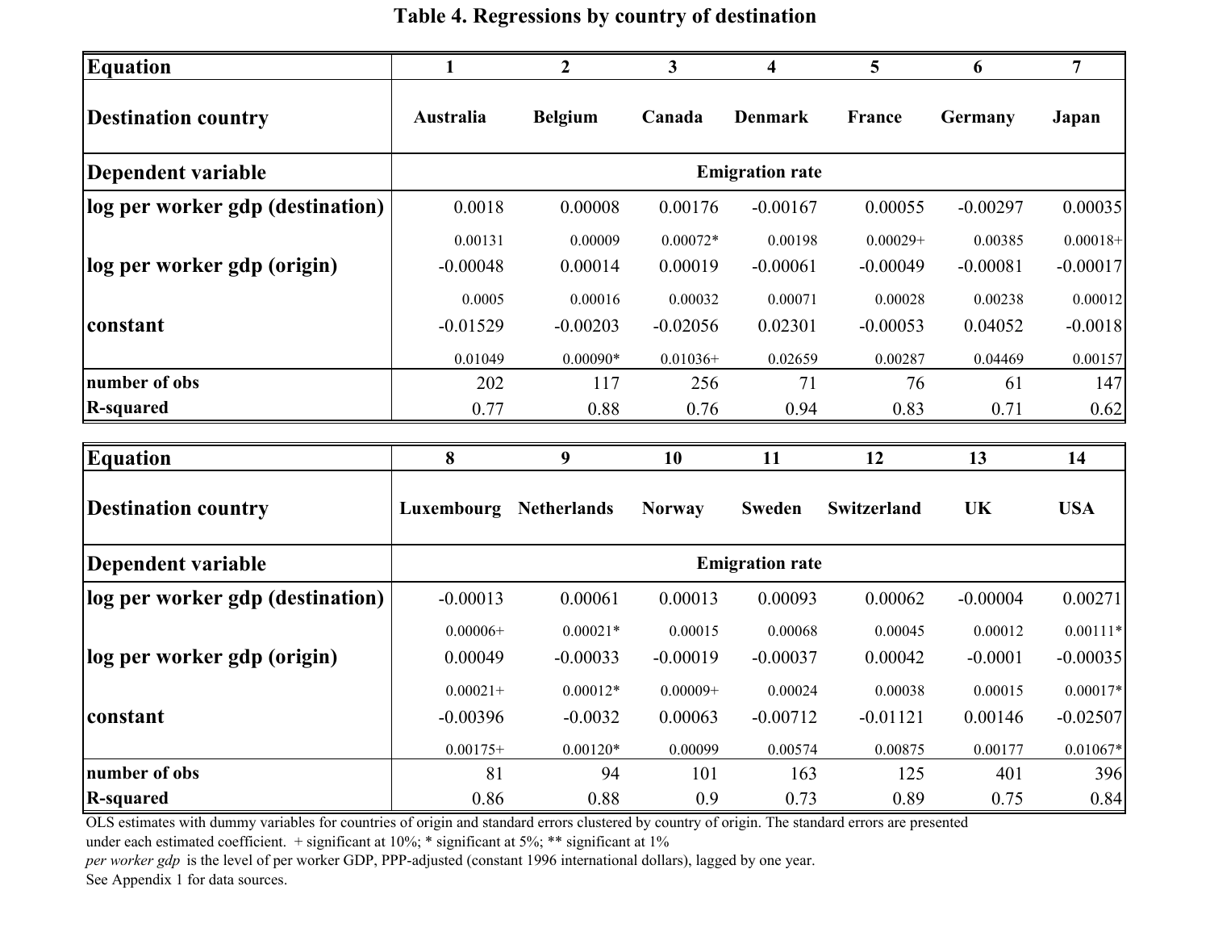# Table 4. Regressions by country of destination

| Equation | 1 | 2 | 3 | 4 | 5 | 6 | 7 |
|---|---|---|---|---|---|---|---|
| **Destination country** | **Australia** | **Belgium** | **Canada** | **Denmark** | **France** | **Germany** | **Japan** |
| **Dependent variable** | **Emigration rate** | | | | | | |
| **log per worker gdp (destination)** | 0.0018 | 0.00008 | 0.00176 | -0.00167 | 0.00055 | -0.00297 | 0.00035 |
| | 0.00131 | 0.00009 | 0.00072* | 0.00198 | 0.00029+ | 0.00385 | 0.00018+ |
| **log per worker gdp (origin)** | -0.00048 | 0.00014 | 0.00019 | -0.00061 | -0.00049 | -0.00081 | -0.00017 |
| | 0.0005 | 0.00016 | 0.00032 | 0.00071 | 0.00028 | 0.00238 | 0.00012 |
| **constant** | -0.01529 | -0.00203 | -0.02056 | 0.02301 | -0.00053 | 0.04052 | -0.0018 |
| | 0.01049 | 0.00090* | 0.01036+ | 0.02659 | 0.00287 | 0.04469 | 0.00157 |
| **number of obs** | 202 | 117 | 256 | 71 | 76 | 61 | 147 |
| **R-squared** | 0.77 | 0.88 | 0.76 | 0.94 | 0.83 | 0.71 | 0.62 |

| Equation | 8 | 9 | 10 | 11 | 12 | 13 | 14 |
|---|---|---|---|---|---|---|---|
| **Destination country** | **Luxembourg** | **Netherlands** | **Norway** | **Sweden** | **Switzerland** | **UK** | **USA** |
| **Dependent variable** | **Emigration rate** | | | | | | |
| **log per worker gdp (destination)** | -0.00013 | 0.00061 | 0.00013 | 0.00093 | 0.00062 | -0.00004 | 0.00271 |
| | 0.00006+ | 0.00021* | 0.00015 | 0.00068 | 0.00045 | 0.00012 | 0.00111* |
| **log per worker gdp (origin)** | 0.00049 | -0.00033 | -0.00019 | -0.00037 | 0.00042 | -0.0001 | -0.00035 |
| | 0.00021+ | 0.00012* | 0.00009+ | 0.00024 | 0.00038 | 0.00015 | 0.00017* |
| **constant** | -0.00396 | -0.0032 | 0.00063 | -0.00712 | -0.01121 | 0.00146 | -0.02507 |
| | 0.00175+ | 0.00120* | 0.00099 | 0.00574 | 0.00875 | 0.00177 | 0.01067* |
| **number of obs** | 81 | 94 | 101 | 163 | 125 | 401 | 396 |
| **R-squared** | 0.86 | 0.88 | 0.9 | 0.73 | 0.89 | 0.75 | 0.84 |

OLS estimates with dummy variables for countries of origin and standard errors clustered by country of origin. The standard errors are presented under each estimated coefficient. + significant at 10%; * significant at 5%; ** significant at 1%

*per worker gdp* is the level of per worker GDP, PPP-adjusted (constant 1996 international dollars), lagged by one year.

See Appendix 1 for data sources.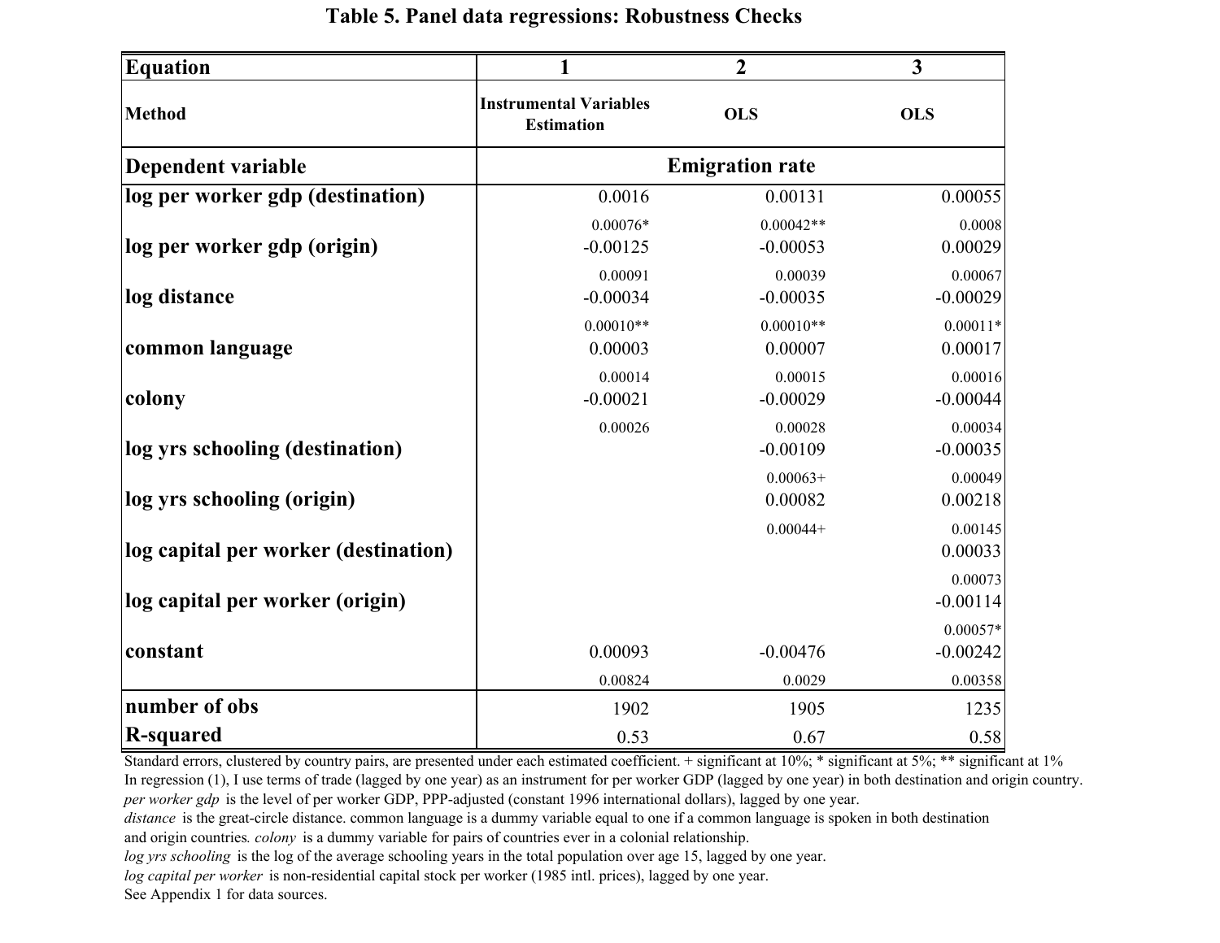# Table 5. Panel data regressions: Robustness Checks

| Equation | 1 | 2 | 3 |
|---|---|---|---|
| Method | Instrumental Variables Estimation | OLS | OLS |
| **Dependent variable** | **Emigration rate** | | |
| log per worker gdp (destination) | 0.0016 | 0.00131 | 0.00055 |
| | 0.00076* | 0.00042** | 0.0008 |
| log per worker gdp (origin) | -0.00125 | -0.00053 | 0.00029 |
| | 0.00091 | 0.00039 | 0.00067 |
| log distance | -0.00034 | -0.00035 | -0.00029 |
| | 0.00010** | 0.00010** | 0.00011* |
| common language | 0.00003 | 0.00007 | 0.00017 |
| | 0.00014 | 0.00015 | 0.00016 |
| colony | -0.00021 | -0.00029 | -0.00044 |
| | 0.00026 | 0.00028 | 0.00034 |
| log yrs schooling (destination) | | -0.00109 | -0.00035 |
| | | 0.00063+ | 0.00049 |
| log yrs schooling (origin) | | 0.00082 | 0.00218 |
| | | 0.00044+ | 0.00145 |
| log capital per worker (destination) | | | 0.00033 |
| | | | 0.00073 |
| log capital per worker (origin) | | | -0.00114 |
| | | | 0.00057* |
| constant | 0.00093 | -0.00476 | -0.00242 |
| | 0.00824 | 0.0029 | 0.00358 |
| number of obs | 1902 | 1905 | 1235 |
| R-squared | 0.53 | 0.67 | 0.58 |

Standard errors, clustered by country pairs, are presented under each estimated coefficient. + significant at 10%; * significant at 5%; ** significant at 1%
In regression (1), I use terms of trade (lagged by one year) as an instrument for per worker GDP (lagged by one year) in both destination and origin country.
*per worker gdp* is the level of per worker GDP, PPP-adjusted (constant 1996 international dollars), lagged by one year.
*distance* is the great-circle distance. common language is a dummy variable equal to one if a common language is spoken in both destination and origin countries. *colony* is a dummy variable for pairs of countries ever in a colonial relationship.
*log yrs schooling* is the log of the average schooling years in the total population over age 15, lagged by one year.
*log capital per worker* is non-residential capital stock per worker (1985 intl. prices), lagged by one year.
See Appendix 1 for data sources.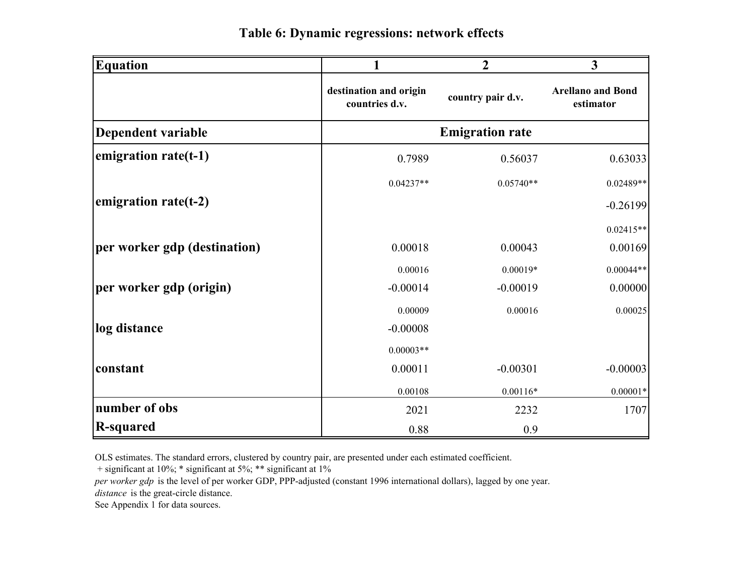**Table 6: Dynamic regressions: network effects**

| Equation | 1 | 2 | 3 |
|---|---|---|---|
| | destination and origin countries d.v. | country pair d.v. | Arellano and Bond estimator |
| **Dependent variable** | **Emigration rate** | | |
| **emigration rate(t-1)** | 0.7989 | 0.56037 | 0.63033 |
| | 0.04237** | 0.05740** | 0.02489** |
| **emigration rate(t-2)** | | | -0.26199 |
| | | | 0.02415** |
| **per worker gdp (destination)** | 0.00018 | 0.00043 | 0.00169 |
| | 0.00016 | 0.00019* | 0.00044** |
| **per worker gdp (origin)** | -0.00014 | -0.00019 | 0.00000 |
| | 0.00009 | 0.00016 | 0.00025 |
| **log distance** | -0.00008 | | |
| | 0.00003** | | |
| **constant** | 0.00011 | -0.00301 | -0.00003 |
| | 0.00108 | 0.00116* | 0.00001* |
| **number of obs** | 2021 | 2232 | 1707 |
| **R-squared** | 0.88 | 0.9 | |

OLS estimates. The standard errors, clustered by country pair, are presented under each estimated coefficient.
+ significant at 10%; * significant at 5%; ** significant at 1%
*per worker gdp* is the level of per worker GDP, PPP-adjusted (constant 1996 international dollars), lagged by one year.
*distance* is the great-circle distance.
See Appendix 1 for data sources.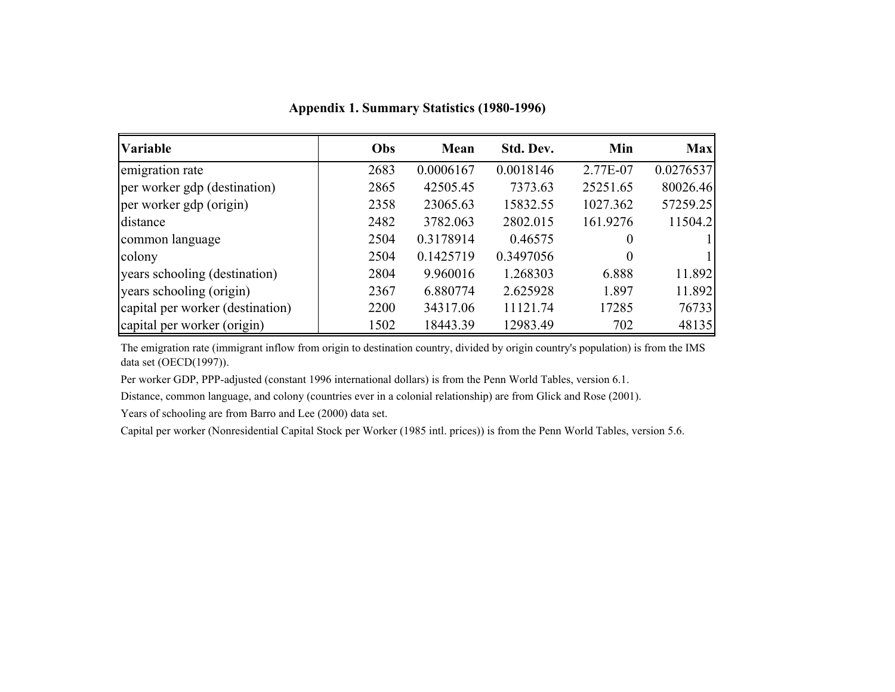**Appendix 1. Summary Statistics (1980-1996)**

| Variable | Obs | Mean | Std. Dev. | Min | Max |
|---|---|---|---|---|---|
| emigration rate | 2683 | 0.0006167 | 0.0018146 | 2.77E-07 | 0.0276537 |
| per worker gdp (destination) | 2865 | 42505.45 | 7373.63 | 25251.65 | 80026.46 |
| per worker gdp (origin) | 2358 | 23065.63 | 15832.55 | 1027.362 | 57259.25 |
| distance | 2482 | 3782.063 | 2802.015 | 161.9276 | 11504.2 |
| common language | 2504 | 0.3178914 | 0.46575 | 0 | 1 |
| colony | 2504 | 0.1425719 | 0.3497056 | 0 | 1 |
| years schooling (destination) | 2804 | 9.960016 | 1.268303 | 6.888 | 11.892 |
| years schooling (origin) | 2367 | 6.880774 | 2.625928 | 1.897 | 11.892 |
| capital per worker (destination) | 2200 | 34317.06 | 11121.74 | 17285 | 76733 |
| capital per worker (origin) | 1502 | 18443.39 | 12983.49 | 702 | 48135 |

The emigration rate (immigrant inflow from origin to destination country, divided by origin country's population) is from the IMS data set (OECD(1997)).

Per worker GDP, PPP-adjusted (constant 1996 international dollars) is from the Penn World Tables, version 6.1.

Distance, common language, and colony (countries ever in a colonial relationship) are from Glick and Rose (2001).

Years of schooling are from Barro and Lee (2000) data set.

Capital per worker (Nonresidential Capital Stock per Worker (1985 intl. prices)) is from the Penn World Tables, version 5.6.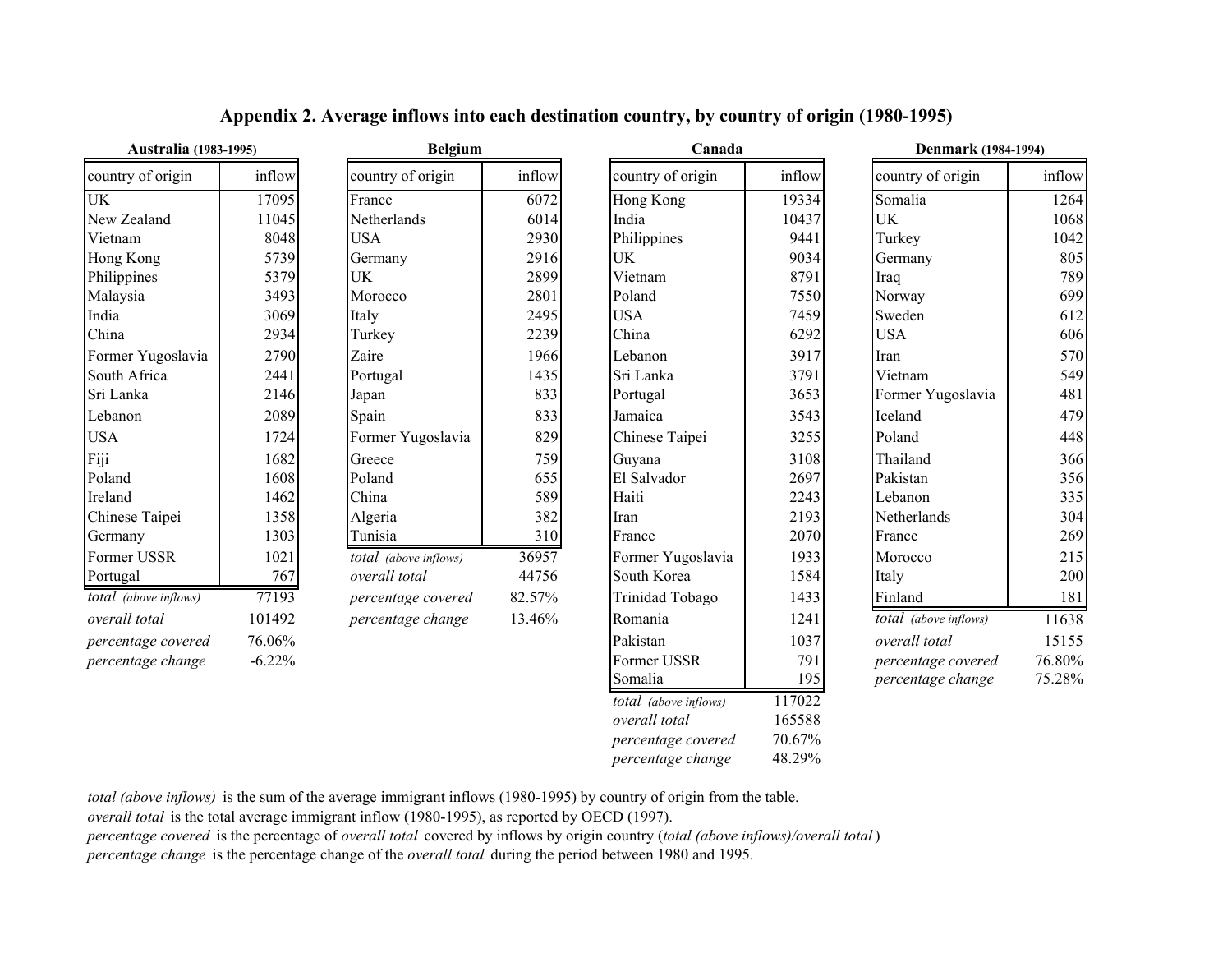## Appendix 2. Average inflows into each destination country, by country of origin (1980-1995)

**Australia (1983-1995)**

| country of origin | inflow |
|---|---|
| UK | 17095 |
| New Zealand | 11045 |
| Vietnam | 8048 |
| Hong Kong | 5739 |
| Philippines | 5379 |
| Malaysia | 3493 |
| India | 3069 |
| China | 2934 |
| Former Yugoslavia | 2790 |
| South Africa | 2441 |
| Sri Lanka | 2146 |
| Lebanon | 2089 |
| USA | 1724 |
| Fiji | 1682 |
| Poland | 1608 |
| Ireland | 1462 |
| Chinese Taipei | 1358 |
| Germany | 1303 |
| Former USSR | 1021 |
| Portugal | 767 |
| *total (above inflows)* | 77193 |
| *overall total* | 101492 |
| *percentage covered* | 76.06% |
| *percentage change* | -6.22% |

**Belgium**

| country of origin | inflow |
|---|---|
| France | 6072 |
| Netherlands | 6014 |
| USA | 2930 |
| Germany | 2916 |
| UK | 2899 |
| Morocco | 2801 |
| Italy | 2495 |
| Turkey | 2239 |
| Zaire | 1966 |
| Portugal | 1435 |
| Japan | 833 |
| Spain | 833 |
| Former Yugoslavia | 829 |
| Greece | 759 |
| Poland | 655 |
| China | 589 |
| Algeria | 382 |
| Tunisia | 310 |
| *total (above inflows)* | 36957 |
| *overall total* | 44756 |
| *percentage covered* | 82.57% |
| *percentage change* | 13.46% |

**Canada**

| country of origin | inflow |
|---|---|
| Hong Kong | 19334 |
| India | 10437 |
| Philippines | 9441 |
| UK | 9034 |
| Vietnam | 8791 |
| Poland | 7550 |
| USA | 7459 |
| China | 6292 |
| Lebanon | 3917 |
| Sri Lanka | 3791 |
| Portugal | 3653 |
| Jamaica | 3543 |
| Chinese Taipei | 3255 |
| Guyana | 3108 |
| El Salvador | 2697 |
| Haiti | 2243 |
| Iran | 2193 |
| France | 2070 |
| Former Yugoslavia | 1933 |
| South Korea | 1584 |
| Trinidad Tobago | 1433 |
| Romania | 1241 |
| Pakistan | 1037 |
| Former USSR | 791 |
| Somalia | 195 |
| *total (above inflows)* | 117022 |
| *overall total* | 165588 |
| *percentage covered* | 70.67% |
| *percentage change* | 48.29% |

**Denmark (1984-1994)**

| country of origin | inflow |
|---|---|
| Somalia | 1264 |
| UK | 1068 |
| Turkey | 1042 |
| Germany | 805 |
| Iraq | 789 |
| Norway | 699 |
| Sweden | 612 |
| USA | 606 |
| Iran | 570 |
| Vietnam | 549 |
| Former Yugoslavia | 481 |
| Iceland | 479 |
| Poland | 448 |
| Thailand | 366 |
| Pakistan | 356 |
| Lebanon | 335 |
| Netherlands | 304 |
| France | 269 |
| Morocco | 215 |
| Italy | 200 |
| Finland | 181 |
| *total (above inflows)* | 11638 |
| *overall total* | 15155 |
| *percentage covered* | 76.80% |
| *percentage change* | 75.28% |

*total (above inflows)* is the sum of the average immigrant inflows (1980-1995) by country of origin from the table.
*overall total* is the total average immigrant inflow (1980-1995), as reported by OECD (1997).
*percentage covered* is the percentage of *overall total* covered by inflows by origin country (*total (above inflows)/overall total*)
*percentage change* is the percentage change of the *overall total* during the period between 1980 and 1995.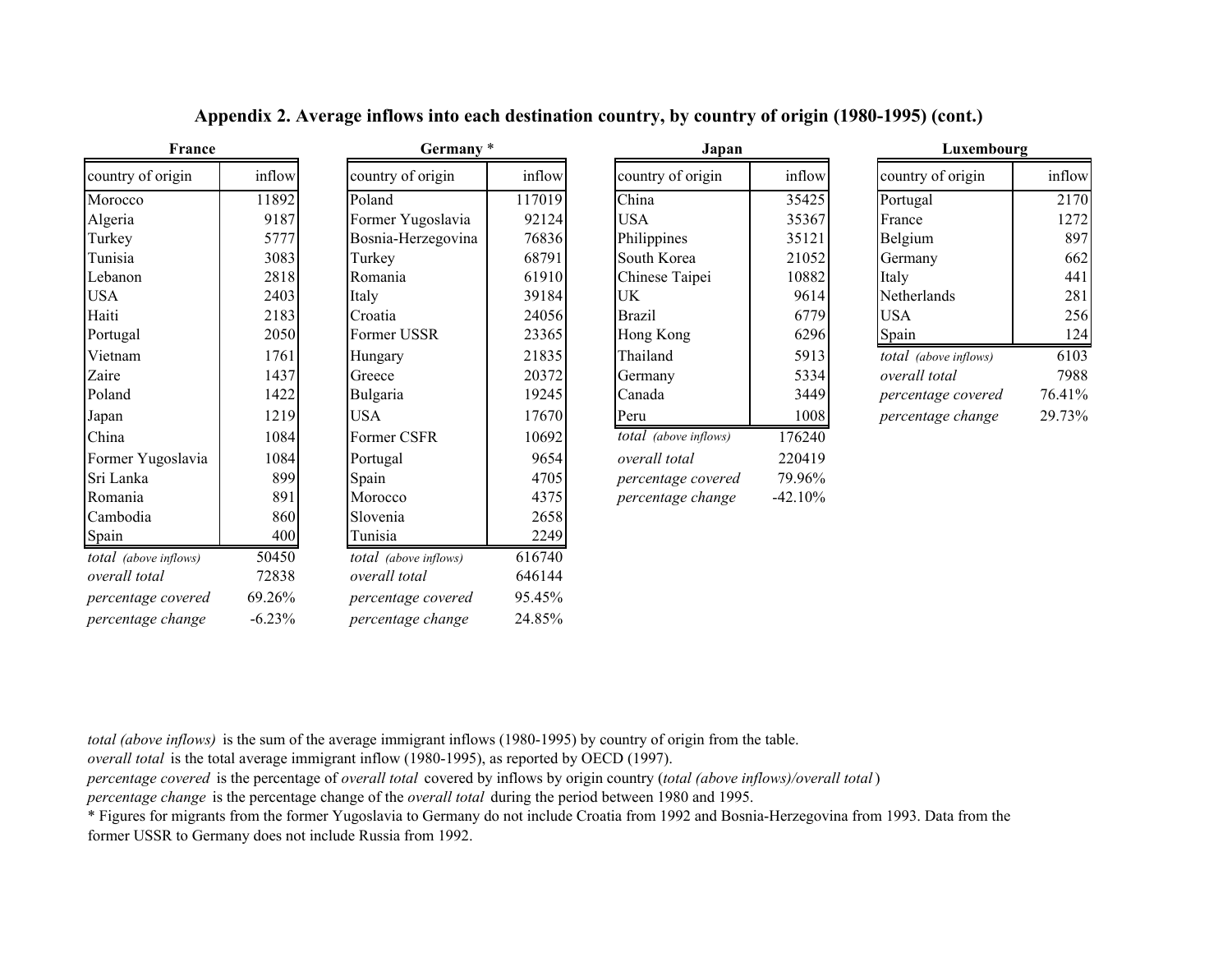**Appendix 2. Average inflows into each destination country, by country of origin (1980-1995) (cont.)**

**France**

| country of origin | inflow |
|---|---|
| Morocco | 11892 |
| Algeria | 9187 |
| Turkey | 5777 |
| Tunisia | 3083 |
| Lebanon | 2818 |
| USA | 2403 |
| Haiti | 2183 |
| Portugal | 2050 |
| Vietnam | 1761 |
| Zaire | 1437 |
| Poland | 1422 |
| Japan | 1219 |
| China | 1084 |
| Former Yugoslavia | 1084 |
| Sri Lanka | 899 |
| Romania | 891 |
| Cambodia | 860 |
| Spain | 400 |
| *total (above inflows)* | 50450 |
| *overall total* | 72838 |
| *percentage covered* | 69.26% |
| *percentage change* | -6.23% |

**Germany** *

| country of origin | inflow |
|---|---|
| Poland | 117019 |
| Former Yugoslavia | 92124 |
| Bosnia-Herzegovina | 76836 |
| Turkey | 68791 |
| Romania | 61910 |
| Italy | 39184 |
| Croatia | 24056 |
| Former USSR | 23365 |
| Hungary | 21835 |
| Greece | 20372 |
| Bulgaria | 19245 |
| USA | 17670 |
| Former CSFR | 10692 |
| Portugal | 9654 |
| Spain | 4705 |
| Morocco | 4375 |
| Slovenia | 2658 |
| Tunisia | 2249 |
| *total (above inflows)* | 616740 |
| *overall total* | 646144 |
| *percentage covered* | 95.45% |
| *percentage change* | 24.85% |

**Japan**

| country of origin | inflow |
|---|---|
| China | 35425 |
| USA | 35367 |
| Philippines | 35121 |
| South Korea | 21052 |
| Chinese Taipei | 10882 |
| UK | 9614 |
| Brazil | 6779 |
| Hong Kong | 6296 |
| Thailand | 5913 |
| Germany | 5334 |
| Canada | 3449 |
| Peru | 1008 |
| *total (above inflows)* | 176240 |
| *overall total* | 220419 |
| *percentage covered* | 79.96% |
| *percentage change* | -42.10% |

**Luxembourg**

| country of origin | inflow |
|---|---|
| Portugal | 2170 |
| France | 1272 |
| Belgium | 897 |
| Germany | 662 |
| Italy | 441 |
| Netherlands | 281 |
| USA | 256 |
| Spain | 124 |
| *total (above inflows)* | 6103 |
| *overall total* | 7988 |
| *percentage covered* | 76.41% |
| *percentage change* | 29.73% |

*total (above inflows)* is the sum of the average immigrant inflows (1980-1995) by country of origin from the table.
*overall total* is the total average immigrant inflow (1980-1995), as reported by OECD (1997).
*percentage covered* is the percentage of *overall total* covered by inflows by origin country (*total (above inflows)/overall total*)
*percentage change* is the percentage change of the *overall total* during the period between 1980 and 1995.
* Figures for migrants from the former Yugoslavia to Germany do not include Croatia from 1992 and Bosnia-Herzegovina from 1993. Data from the former USSR to Germany does not include Russia from 1992.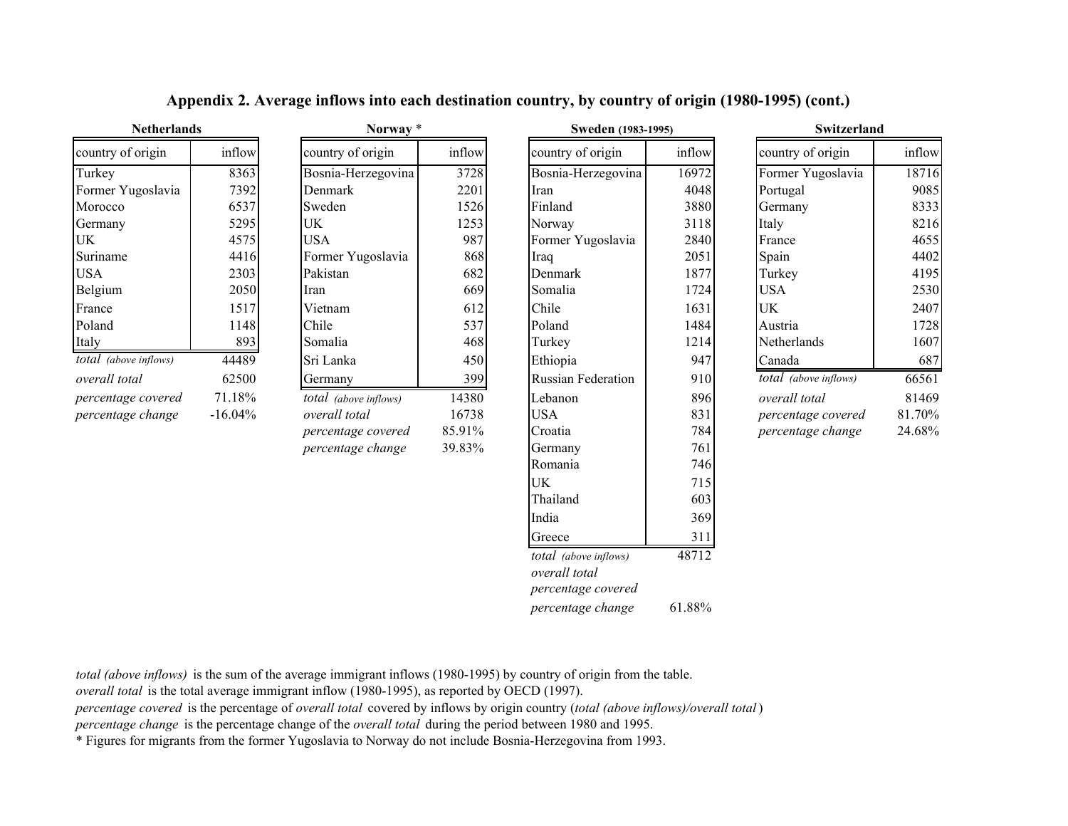## Appendix 2. Average inflows into each destination country, by country of origin (1980-1995) (cont.)

**Netherlands**

| country of origin | inflow |
|---|---|
| Turkey | 8363 |
| Former Yugoslavia | 7392 |
| Morocco | 6537 |
| Germany | 5295 |
| UK | 4575 |
| Suriname | 4416 |
| USA | 2303 |
| Belgium | 2050 |
| France | 1517 |
| Poland | 1148 |
| Italy | 893 |
| *total (above inflows)* | 44489 |
| *overall total* | 62500 |
| *percentage covered* | 71.18% |
| *percentage change* | -16.04% |

**Norway** *

| country of origin | inflow |
|---|---|
| Bosnia-Herzegovina | 3728 |
| Denmark | 2201 |
| Sweden | 1526 |
| UK | 1253 |
| USA | 987 |
| Former Yugoslavia | 868 |
| Pakistan | 682 |
| Iran | 669 |
| Vietnam | 612 |
| Chile | 537 |
| Somalia | 468 |
| Sri Lanka | 450 |
| Germany | 399 |
| *total (above inflows)* | 14380 |
| *overall total* | 16738 |
| *percentage covered* | 85.91% |
| *percentage change* | 39.83% |

**Sweden (1983-1995)**

| country of origin | inflow |
|---|---|
| Bosnia-Herzegovina | 16972 |
| Iran | 4048 |
| Finland | 3880 |
| Norway | 3118 |
| Former Yugoslavia | 2840 |
| Iraq | 2051 |
| Denmark | 1877 |
| Somalia | 1724 |
| Chile | 1631 |
| Poland | 1484 |
| Turkey | 1214 |
| Ethiopia | 947 |
| Russian Federation | 910 |
| Lebanon | 896 |
| USA | 831 |
| Croatia | 784 |
| Germany | 761 |
| Romania | 746 |
| UK | 715 |
| Thailand | 603 |
| India | 369 |
| Greece | 311 |
| *total (above inflows)* | 48712 |
| *overall total* | |
| *percentage covered* | |
| *percentage change* | 61.88% |

**Switzerland**

| country of origin | inflow |
|---|---|
| Former Yugoslavia | 18716 |
| Portugal | 9085 |
| Germany | 8333 |
| Italy | 8216 |
| France | 4655 |
| Spain | 4402 |
| Turkey | 4195 |
| USA | 2530 |
| UK | 2407 |
| Austria | 1728 |
| Netherlands | 1607 |
| Canada | 687 |
| *total (above inflows)* | 66561 |
| *overall total* | 81469 |
| *percentage covered* | 81.70% |
| *percentage change* | 24.68% |

*total (above inflows)* is the sum of the average immigrant inflows (1980-1995) by country of origin from the table.
*overall total* is the total average immigrant inflow (1980-1995), as reported by OECD (1997).
*percentage covered* is the percentage of *overall total* covered by inflows by origin country (*total (above inflows)/overall total*)
*percentage change* is the percentage change of the *overall total* during the period between 1980 and 1995.
* Figures for migrants from the former Yugoslavia to Norway do not include Bosnia-Herzegovina from 1993.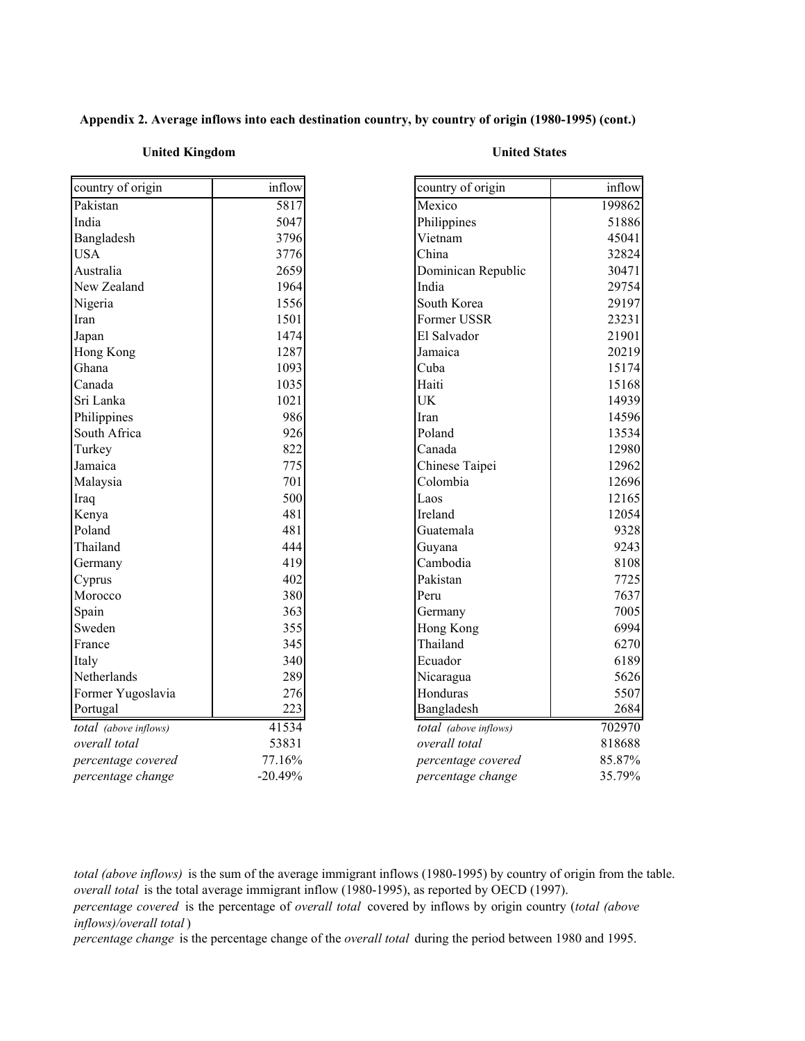**Appendix 2. Average inflows into each destination country, by country of origin (1980-1995) (cont.)**

**United Kingdom**

| country of origin | inflow |
|---|---|
| Pakistan | 5817 |
| India | 5047 |
| Bangladesh | 3796 |
| USA | 3776 |
| Australia | 2659 |
| New Zealand | 1964 |
| Nigeria | 1556 |
| Iran | 1501 |
| Japan | 1474 |
| Hong Kong | 1287 |
| Ghana | 1093 |
| Canada | 1035 |
| Sri Lanka | 1021 |
| Philippines | 986 |
| South Africa | 926 |
| Turkey | 822 |
| Jamaica | 775 |
| Malaysia | 701 |
| Iraq | 500 |
| Kenya | 481 |
| Poland | 481 |
| Thailand | 444 |
| Germany | 419 |
| Cyprus | 402 |
| Morocco | 380 |
| Spain | 363 |
| Sweden | 355 |
| France | 345 |
| Italy | 340 |
| Netherlands | 289 |
| Former Yugoslavia | 276 |
| Portugal | 223 |
| *total (above inflows)* | 41534 |
| *overall total* | 53831 |
| *percentage covered* | 77.16% |
| *percentage change* | -20.49% |

**United States**

| country of origin | inflow |
|---|---|
| Mexico | 199862 |
| Philippines | 51886 |
| Vietnam | 45041 |
| China | 32824 |
| Dominican Republic | 30471 |
| India | 29754 |
| South Korea | 29197 |
| Former USSR | 23231 |
| El Salvador | 21901 |
| Jamaica | 20219 |
| Cuba | 15174 |
| Haiti | 15168 |
| UK | 14939 |
| Iran | 14596 |
| Poland | 13534 |
| Canada | 12980 |
| Chinese Taipei | 12962 |
| Colombia | 12696 |
| Laos | 12165 |
| Ireland | 12054 |
| Guatemala | 9328 |
| Guyana | 9243 |
| Cambodia | 8108 |
| Pakistan | 7725 |
| Peru | 7637 |
| Germany | 7005 |
| Hong Kong | 6994 |
| Thailand | 6270 |
| Ecuador | 6189 |
| Nicaragua | 5626 |
| Honduras | 5507 |
| Bangladesh | 2684 |
| *total (above inflows)* | 702970 |
| *overall total* | 818688 |
| *percentage covered* | 85.87% |
| *percentage change* | 35.79% |

*total (above inflows)* is the sum of the average immigrant inflows (1980-1995) by country of origin from the table.
*overall total* is the total average immigrant inflow (1980-1995), as reported by OECD (1997).
*percentage covered* is the percentage of *overall total* covered by inflows by origin country (*total (above inflows)/overall total*)
*percentage change* is the percentage change of the *overall total* during the period between 1980 and 1995.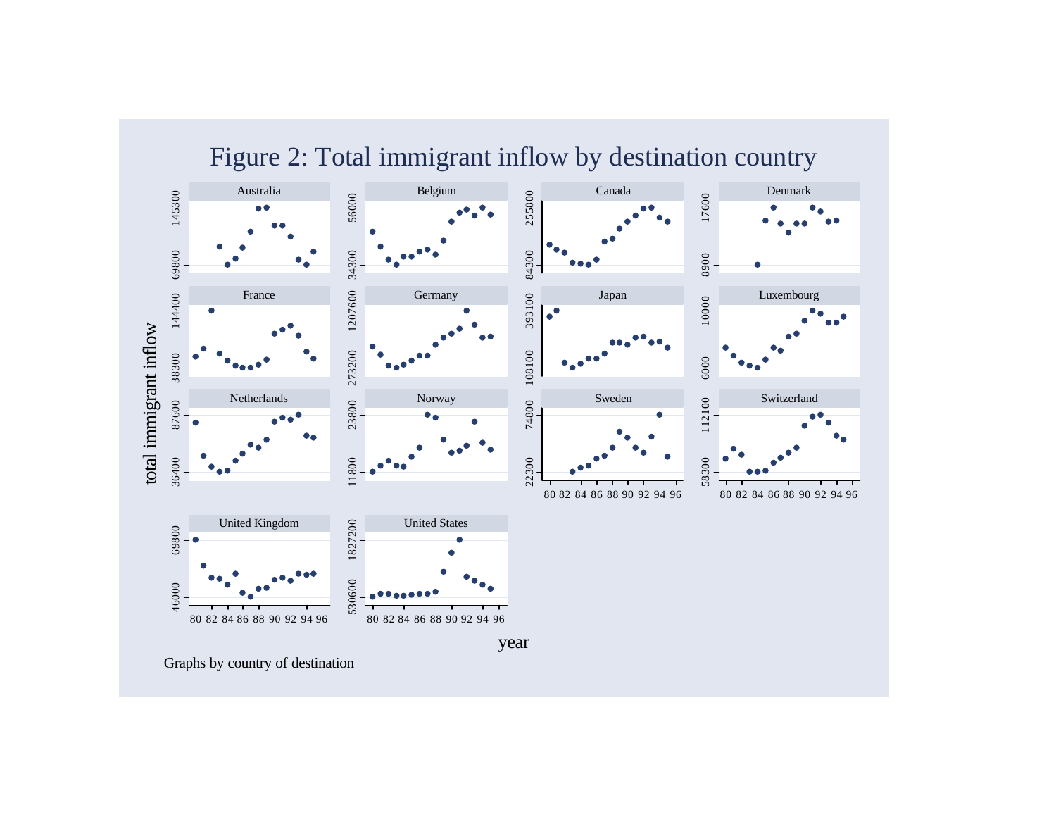Figure 2: Total immigrant inflow by destination country

total immigrant inflow

Australia
145300
69800

Belgium
56000
34300

Canada
255800
84300

Denmark
17600
8900

France
144400
38300

Germany
1207600
273200

Japan
393100
108100

Luxembourg
10000
6000

Netherlands
87600
36400

Norway
23800
11800

Sweden
74800
22300

Switzerland
112100
58300

United Kingdom
69800
46000

United States
1827200
530600

80 82 84 86 88 90 92 94 96

year

Graphs by country of destination